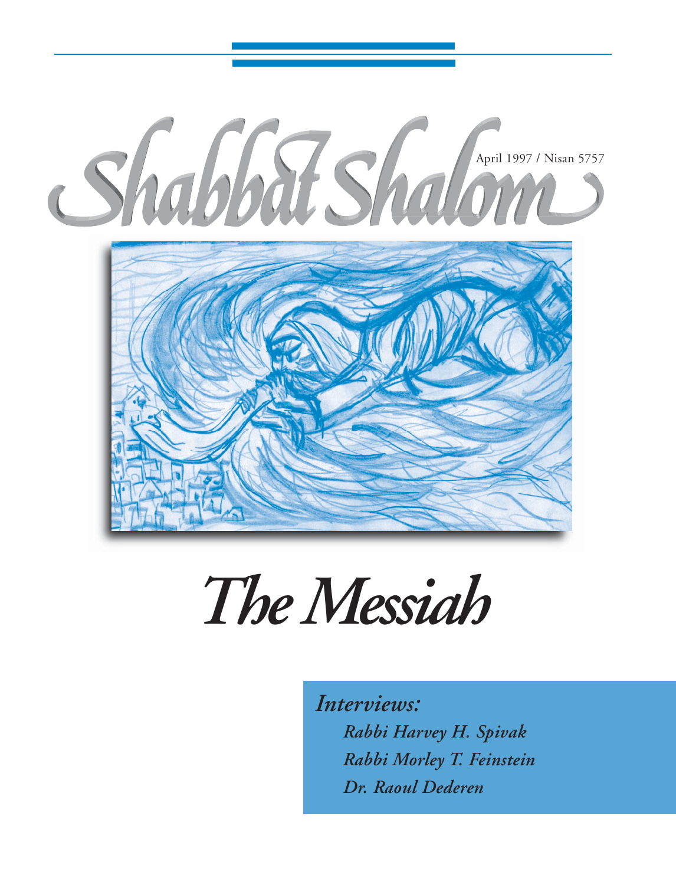# Shabbat Shalom

April 1997 / Nisan 5757

# The Messiah

*Interviews:*

*Rabbi Harvey H. Spivak*

*Rabbi Morley T. Feinstein*

*Dr. Raoul Dederen*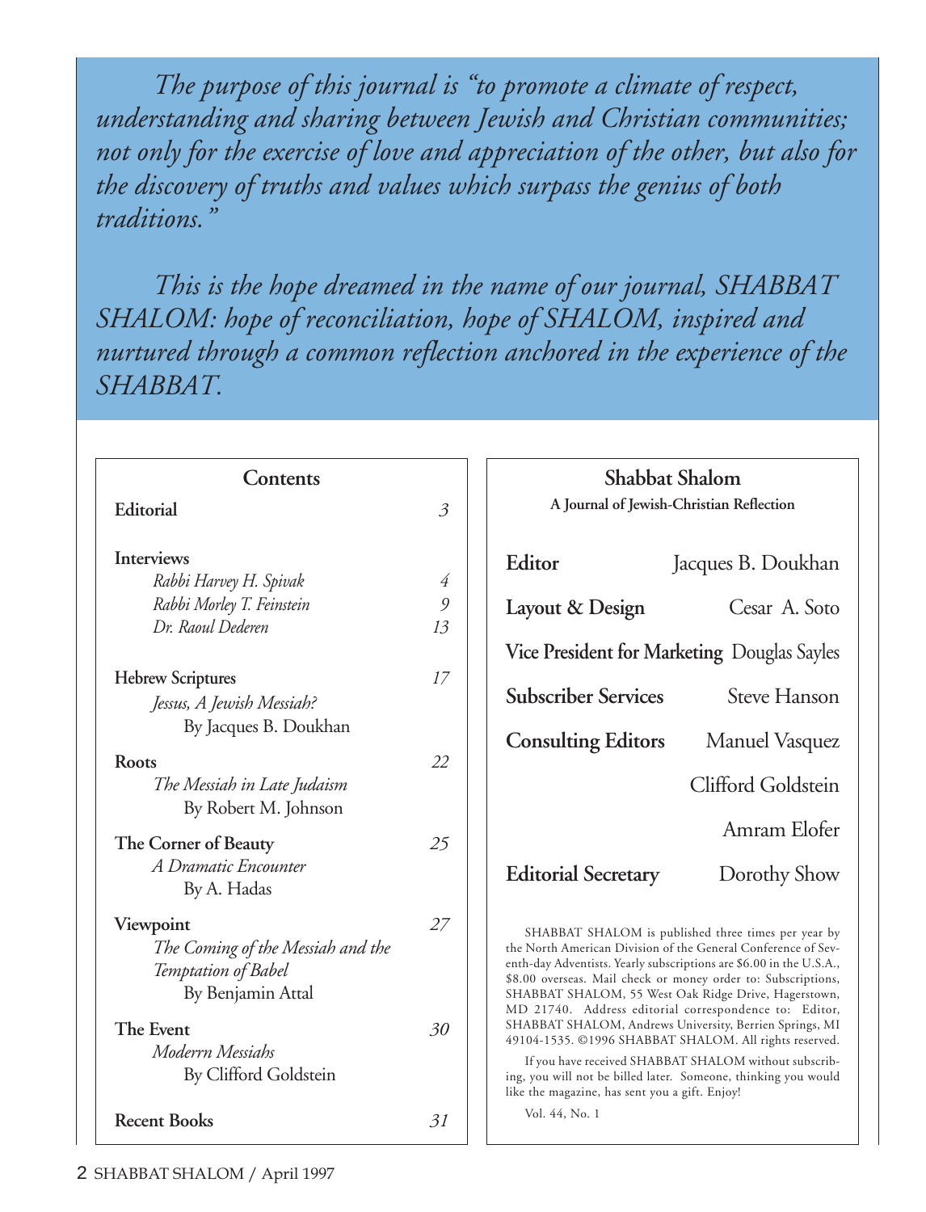*The purpose of this journal is "to promote a climate of respect, understanding and sharing between Jewish and Christian communities; not only for the exercise of love and appreciation of the other, but also for the discovery of truths and values which surpass the genius of both traditions."*

*This is the hope dreamed in the name of our journal, SHABBAT SHALOM: hope of reconciliation, hope of SHALOM, inspired and nurtured through a common reflection anchored in the experience of the SHABBAT.*

## Contents

**Editorial** — *3*

**Interviews**
- *Rabbi Harvey H. Spivak* — *4*
- *Rabbi Morley T. Feinstein* — *9*
- *Dr. Raoul Dederen* — *13*

**Hebrew Scriptures** — *17*
*Jessus, A Jewish Messiah?*
By Jacques B. Doukhan

**Roots** — *22*
*The Messiah in Late Judaism*
By Robert M. Johnson

**The Corner of Beauty** — *25*
*A Dramatic Encounter*
By A. Hadas

**Viewpoint** — *27*
*The Coming of the Messiah and the Temptation of Babel*
By Benjamin Attal

**The Event** — *30*
*Moderrn Messiahs*
By Clifford Goldstein

**Recent Books** — *31*

## Shabbat Shalom
**A Journal of Jewish-Christian Reflection**

| | |
|---|---|
| **Editor** | Jacques B. Doukhan |
| **Layout & Design** | Cesar A. Soto |
| **Vice President for Marketing** | Douglas Sayles |
| **Subscriber Services** | Steve Hanson |
| **Consulting Editors** | Manuel Vasquez |
| | Clifford Goldstein |
| | Amram Elofer |
| **Editorial Secretary** | Dorothy Show |

SHABBAT SHALOM is published three times per year by the North American Division of the General Conference of Seventh-day Adventists. Yearly subscriptions are $6.00 in the U.S.A., $8.00 overseas. Mail check or money order to: Subscriptions, SHABBAT SHALOM, 55 West Oak Ridge Drive, Hagerstown, MD 21740. Address editorial correspondence to: Editor, SHABBAT SHALOM, Andrews University, Berrien Springs, MI 49104-1535. ©1996 SHABBAT SHALOM. All rights reserved.

If you have received SHABBAT SHALOM without subscribing, you will not be billed later. Someone, thinking you would like the magazine, has sent you a gift. Enjoy!

Vol. 44, No. 1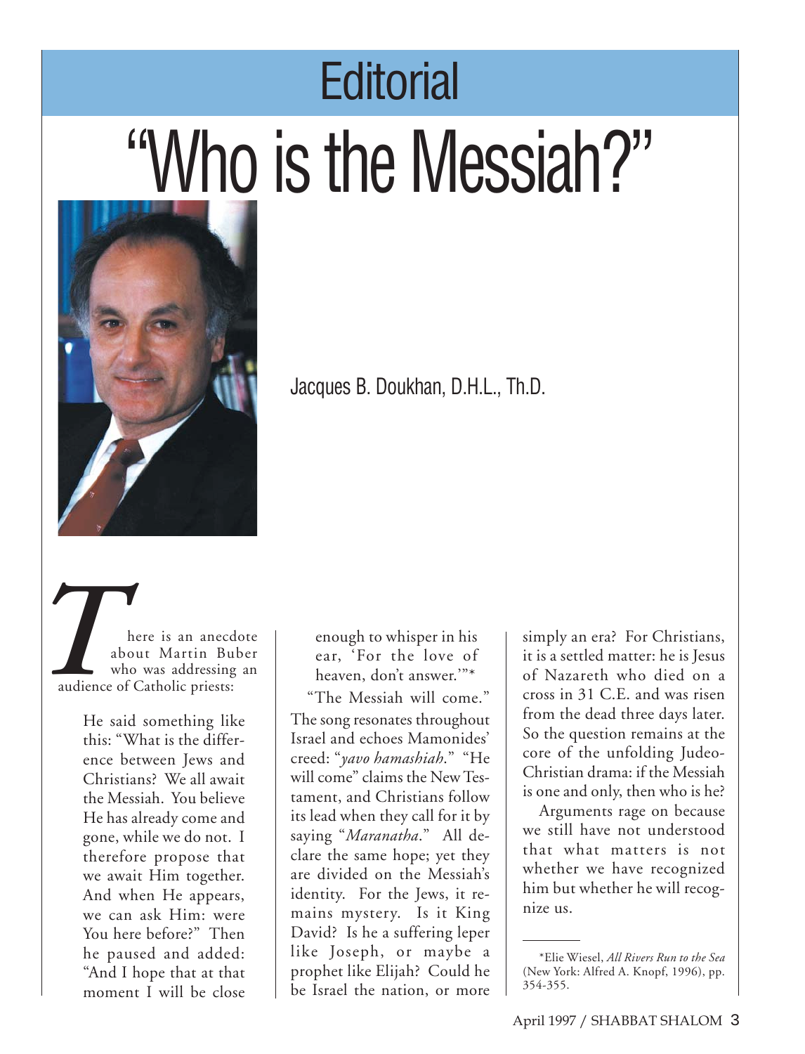# Editorial

# "Who is the Messiah?"

Jacques B. Doukhan, D.H.L., Th.D.

There is an anecdote about Martin Buber who was addressing an audience of Catholic priests:

> He said something like this: "What is the difference between Jews and Christians? We all await the Messiah. You believe He has already come and gone, while we do not. I therefore propose that we await Him together. And when He appears, we can ask Him: were You here before?" Then he paused and added: "And I hope that at that moment I will be close enough to whisper in his ear, 'For the love of heaven, don't answer.'"*

"The Messiah will come." The song resonates throughout Israel and echoes Mamonides' creed: "*yavo hamashiah*." "He will come" claims the New Testament, and Christians follow its lead when they call for it by saying "*Maranatha*." All declare the same hope; yet they are divided on the Messiah's identity. For the Jews, it remains mystery. Is it King David? Is he a suffering leper like Joseph, or maybe a prophet like Elijah? Could he be Israel the nation, or more simply an era? For Christians, it is a settled matter: he is Jesus of Nazareth who died on a cross in 31 C.E. and was risen from the dead three days later. So the question remains at the core of the unfolding Judeo-Christian drama: if the Messiah is one and only, then who is he?

Arguments rage on because we still have not understood that what matters is not whether we have recognized him but whether he will recognize us.

---

*Elie Wiesel, *All Rivers Run to the Sea* (New York: Alfred A. Knopf, 1996), pp. 354-355.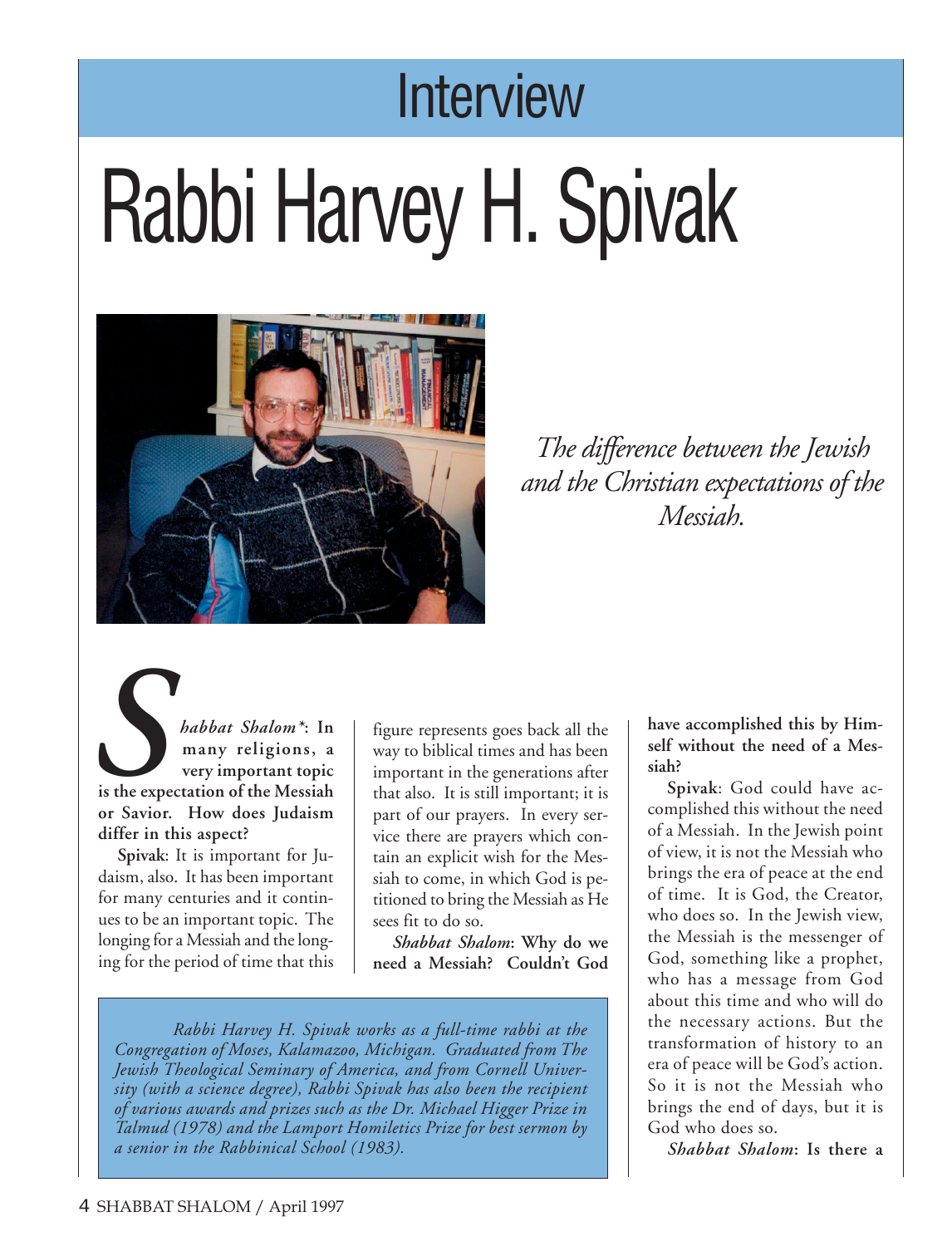# Interview

# Rabbi Harvey H. Spivak

*The difference between the Jewish and the Christian expectations of the Messiah.*

***Shabbat Shalom*\*: In many religions, a very important topic is the expectation of the Messiah or Savior. How does Judaism differ in this aspect?**

**Spivak**: It is important for Judaism, also. It has been important for many centuries and it continues to be an important topic. The longing for a Messiah and the longing for the period of time that this figure represents goes back all the way to biblical times and has been important in the generations after that also. It is still important; it is part of our prayers. In every service there are prayers which contain an explicit wish for the Messiah to come, in which God is petitioned to bring the Messiah as He sees fit to do so.

***Shabbat Shalom*: Why do we need a Messiah? Couldn't God have accomplished this by Himself without the need of a Messiah?**

**Spivak**: God could have accomplished this without the need of a Messiah. In the Jewish point of view, it is not the Messiah who brings the era of peace at the end of time. It is God, the Creator, who does so. In the Jewish view, the Messiah is the messenger of God, something like a prophet, who has a message from God about this time and who will do the necessary actions. But the transformation of history to an era of peace will be God's action. So it is not the Messiah who brings the end of days, but it is God who does so.

***Shabbat Shalom*: Is there a**

*Rabbi Harvey H. Spivak works as a full-time rabbi at the Congregation of Moses, Kalamazoo, Michigan. Graduated from The Jewish Theological Seminary of America, and from Cornell University (with a science degree), Rabbi Spivak has also been the recipient of various awards and prizes such as the Dr. Michael Higger Prize in Talmud (1978) and the Lamport Homiletics Prize for best sermon by a senior in the Rabbinical School (1983).*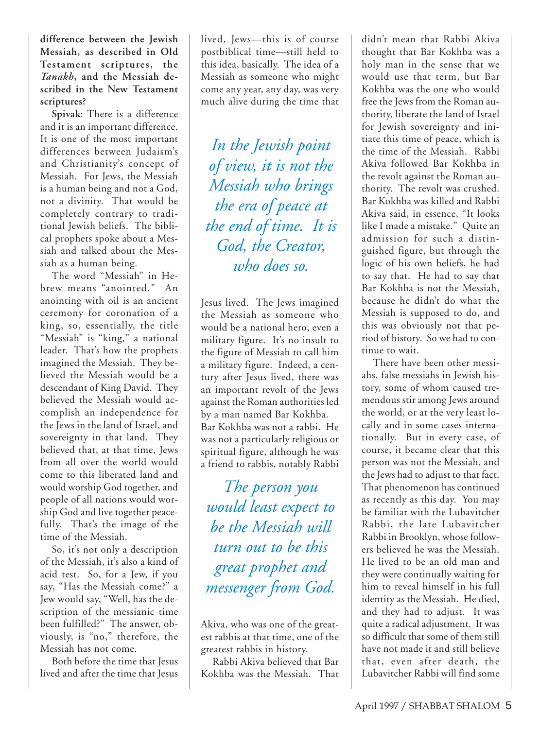**difference between the Jewish Messiah, as described in Old Testament scriptures, the *Tanakh*, and the Messiah described in the New Testament scriptures?**

**Spivak**: There is a difference and it is an important difference. It is one of the most important differences between Judaism's and Christianity's concept of Messiah. For Jews, the Messiah is a human being and not a God, not a divinity. That would be completely contrary to traditional Jewish beliefs. The biblical prophets spoke about a Messiah and talked about the Messiah as a human being.

The word "Messiah" in Hebrew means "anointed." An anointing with oil is an ancient ceremony for coronation of a king, so, essentially, the title "Messiah" is "king," a national leader. That's how the prophets imagined the Messiah. They believed the Messiah would be a descendant of King David. They believed the Messiah would accomplish an independence for the Jews in the land of Israel, and sovereignty in that land. They believed that, at that time, Jews from all over the world would come to this liberated land and would worship God together, and people of all nations would worship God and live together peacefully. That's the image of the time of the Messiah.

So, it's not only a description of the Messiah, it's also a kind of acid test. So, for a Jew, if you say, "Has the Messiah come?" a Jew would say, "Well, has the description of the messianic time been fulfilled?" The answer, obviously, is "no," therefore, the Messiah has not come.

Both before the time that Jesus lived and after the time that Jesus lived, Jews—this is of course postbiblical time—still held to this idea, basically. The idea of a Messiah as someone who might come any year, any day, was very much alive during the time that Jesus lived. The Jews imagined the Messiah as someone who would be a national hero, even a military figure. It's no insult to the figure of Messiah to call him a military figure. Indeed, a century after Jesus lived, there was an important revolt of the Jews against the Roman authorities led by a man named Bar Kokhba. Bar Kokhba was not a rabbi. He was not a particularly religious or spiritual figure, although he was a friend to rabbis, notably Rabbi Akiva, who was one of the greatest rabbis at that time, one of the greatest rabbis in history.

*In the Jewish point of view, it is not the Messiah who brings the era of peace at the end of time. It is God, the Creator, who does so.*

*The person you would least expect to be the Messiah will turn out to be this great prophet and messenger from God.*

Rabbi Akiva believed that Bar Kokhba was the Messiah. That didn't mean that Rabbi Akiva thought that Bar Kokhba was a holy man in the sense that we would use that term, but Bar Kokhba was the one who would free the Jews from the Roman authority, liberate the land of Israel for Jewish sovereignty and initiate this time of peace, which is the time of the Messiah. Rabbi Akiva followed Bar Kokhba in the revolt against the Roman authority. The revolt was crushed. Bar Kokhba was killed and Rabbi Akiva said, in essence, "It looks like I made a mistake." Quite an admission for such a distinguished figure, but through the logic of his own beliefs, he had to say that. He had to say that Bar Kokhba is not the Messiah, because he didn't do what the Messiah is supposed to do, and this was obviously not that period of history. So we had to continue to wait.

There have been other messiahs, false messiahs in Jewish history, some of whom caused tremendous stir among Jews around the world, or at the very least locally and in some cases internationally. But in every case, of course, it became clear that this person was not the Messiah, and the Jews had to adjust to that fact. That phenomenon has continued as recently as this day. You may be familiar with the Lubavitcher Rabbi, the late Lubavitcher Rabbi in Brooklyn, whose followers believed he was the Messiah. He lived to be an old man and they were continually waiting for him to reveal himself in his full identity as the Messiah. He died, and they had to adjust. It was quite a radical adjustment. It was so difficult that some of them still have not made it and still believe that, even after death, the Lubavitcher Rabbi will find some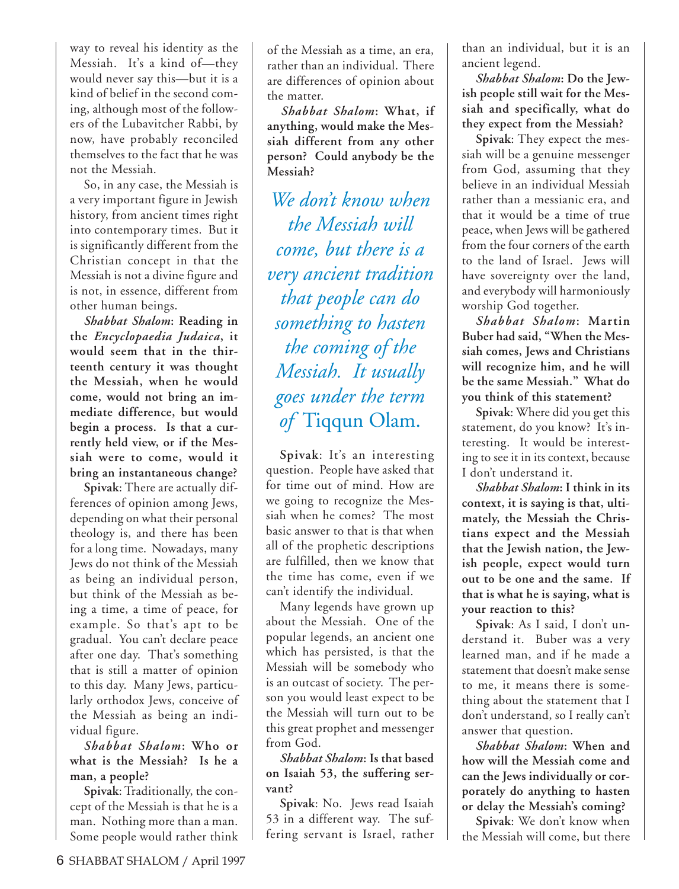way to reveal his identity as the Messiah. It's a kind of—they would never say this—but it is a kind of belief in the second coming, although most of the followers of the Lubavitcher Rabbi, by now, have probably reconciled themselves to the fact that he was not the Messiah.

So, in any case, the Messiah is a very important figure in Jewish history, from ancient times right into contemporary times. But it is significantly different from the Christian concept in that the Messiah is not a divine figure and is not, in essence, different from other human beings.

***Shabbat Shalom*: Reading in the *Encyclopaedia Judaica*, it would seem that in the thirteenth century it was thought the Messiah, when he would come, would not bring an immediate difference, but would begin a process. Is that a currently held view, or if the Messiah were to come, would it bring an instantaneous change?**

**Spivak**: There are actually differences of opinion among Jews, depending on what their personal theology is, and there has been for a long time. Nowadays, many Jews do not think of the Messiah as being an individual person, but think of the Messiah as being a time, a time of peace, for example. So that's apt to be gradual. You can't declare peace after one day. That's something that is still a matter of opinion to this day. Many Jews, particularly orthodox Jews, conceive of the Messiah as being an individual figure.

***Shabbat Shalom*: Who or what is the Messiah? Is he a man, a people?**

**Spivak**: Traditionally, the concept of the Messiah is that he is a man. Nothing more than a man. Some people would rather think of the Messiah as a time, an era, rather than an individual. There are differences of opinion about the matter.

***Shabbat Shalom*: What, if anything, would make the Messiah different from any other person? Could anybody be the Messiah?**

*We don't know when the Messiah will come, but there is a very ancient tradition that people can do something to hasten the coming of the Messiah. It usually goes under the term of* Tiqqun Olam.

**Spivak**: It's an interesting question. People have asked that for time out of mind. How are we going to recognize the Messiah when he comes? The most basic answer to that is that when all of the prophetic descriptions are fulfilled, then we know that the time has come, even if we can't identify the individual.

Many legends have grown up about the Messiah. One of the popular legends, an ancient one which has persisted, is that the Messiah will be somebody who is an outcast of society. The person you would least expect to be the Messiah will turn out to be this great prophet and messenger from God.

***Shabbat Shalom*: Is that based on Isaiah 53, the suffering servant?**

**Spivak**: No. Jews read Isaiah 53 in a different way. The suffering servant is Israel, rather than an individual, but it is an ancient legend.

***Shabbat Shalom*: Do the Jewish people still wait for the Messiah and specifically, what do they expect from the Messiah?**

**Spivak**: They expect the messiah will be a genuine messenger from God, assuming that they believe in an individual Messiah rather than a messianic era, and that it would be a time of true peace, when Jews will be gathered from the four corners of the earth to the land of Israel. Jews will have sovereignty over the land, and everybody will harmoniously worship God together.

***Shabbat Shalom*: Martin Buber had said, "When the Messiah comes, Jews and Christians will recognize him, and he will be the same Messiah." What do you think of this statement?**

**Spivak**: Where did you get this statement, do you know? It's interesting. It would be interesting to see it in its context, because I don't understand it.

***Shabbat Shalom*: I think in its context, it is saying is that, ultimately, the Messiah the Christians expect and the Messiah that the Jewish nation, the Jewish people, expect would turn out to be one and the same. If that is what he is saying, what is your reaction to this?**

**Spivak**: As I said, I don't understand it. Buber was a very learned man, and if he made a statement that doesn't make sense to me, it means there is something about the statement that I don't understand, so I really can't answer that question.

***Shabbat Shalom*: When and how will the Messiah come and can the Jews individually or corporately do anything to hasten or delay the Messiah's coming?**

**Spivak**: We don't know when the Messiah will come, but there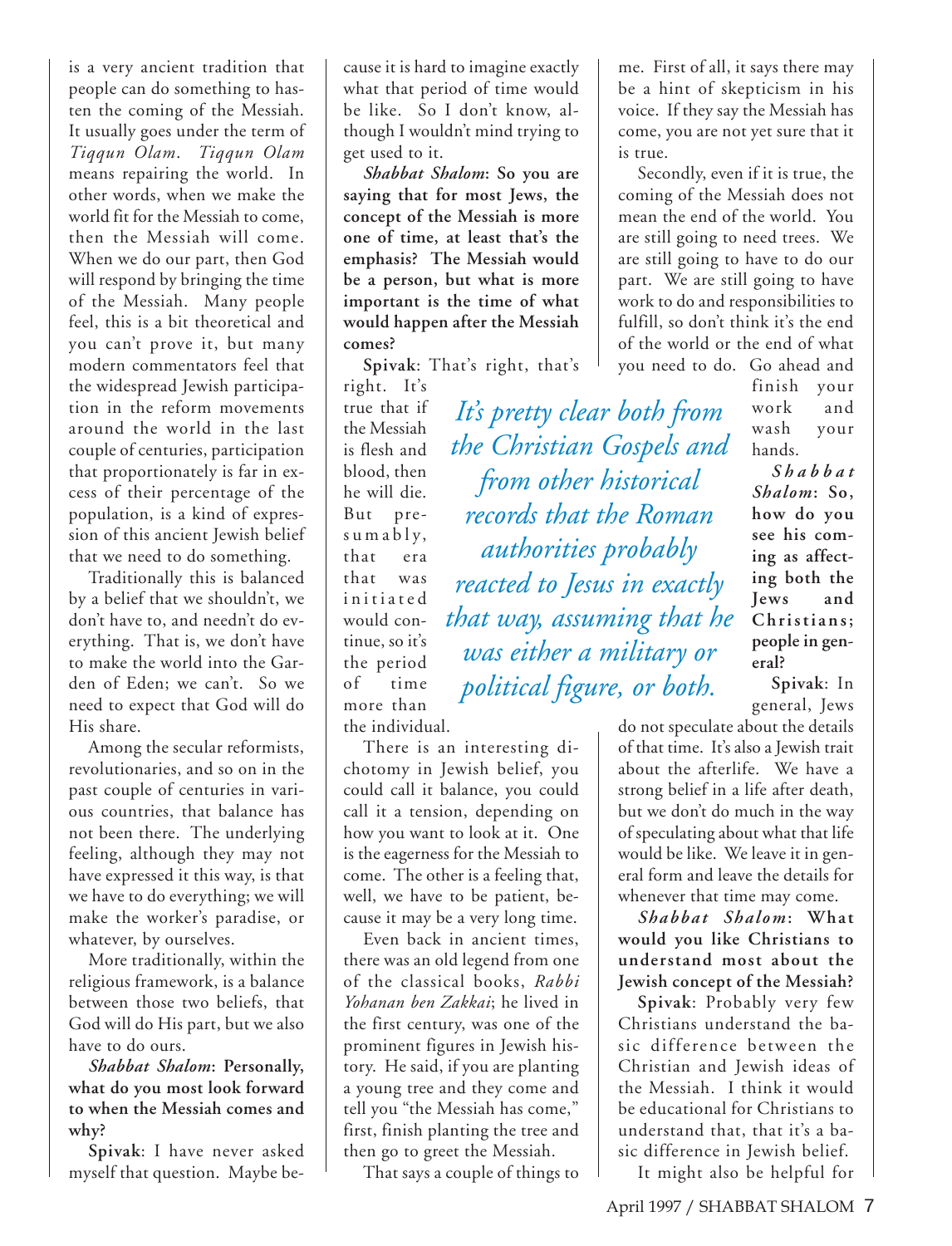is a very ancient tradition that people can do something to hasten the coming of the Messiah. It usually goes under the term of *Tiqqun Olam*. *Tiqqun Olam* means repairing the world. In other words, when we make the world fit for the Messiah to come, then the Messiah will come. When we do our part, then God will respond by bringing the time of the Messiah. Many people feel, this is a bit theoretical and you can't prove it, but many modern commentators feel that the widespread Jewish participation in the reform movements around the world in the last couple of centuries, participation that proportionately is far in excess of their percentage of the population, is a kind of expression of this ancient Jewish belief that we need to do something.

Traditionally this is balanced by a belief that we shouldn't, we don't have to, and needn't do everything. That is, we don't have to make the world into the Garden of Eden; we can't. So we need to expect that God will do His share.

Among the secular reformists, revolutionaries, and so on in the past couple of centuries in various countries, that balance has not been there. The underlying feeling, although they may not have expressed it this way, is that we have to do everything; we will make the worker's paradise, or whatever, by ourselves.

More traditionally, within the religious framework, is a balance between those two beliefs, that God will do His part, but we also have to do ours.

***Shabbat Shalom*: Personally, what do you most look forward to when the Messiah comes and why?**

**Spivak**: I have never asked myself that question. Maybe because it is hard to imagine exactly what that period of time would be like. So I don't know, although I wouldn't mind trying to get used to it.

***Shabbat Shalom*: So you are saying that for most Jews, the concept of the Messiah is more one of time, at least that's the emphasis? The Messiah would be a person, but what is more important is the time of what would happen after the Messiah comes?**

**Spivak**: That's right, that's right. It's true that if the Messiah is flesh and blood, then he will die. But presumably, that era that was initiated would continue, so it's the period of time more than the individual.

*It's pretty clear both from the Christian Gospels and from other historical records that the Roman authorities probably reacted to Jesus in exactly that way, assuming that he was either a military or political figure, or both.*

There is an interesting dichotomy in Jewish belief, you could call it balance, you could call it a tension, depending on how you want to look at it. One is the eagerness for the Messiah to come. The other is a feeling that, well, we have to be patient, because it may be a very long time.

Even back in ancient times, there was an old legend from one of the classical books, *Rabbi Yohanan ben Zakkai*; he lived in the first century, was one of the prominent figures in Jewish history. He said, if you are planting a young tree and they come and tell you "the Messiah has come," first, finish planting the tree and then go to greet the Messiah.

That says a couple of things to me. First of all, it says there may be a hint of skepticism in his voice. If they say the Messiah has come, you are not yet sure that it is true.

Secondly, even if it is true, the coming of the Messiah does not mean the end of the world. You are still going to need trees. We are still going to have to do our part. We are still going to have work to do and responsibilities to fulfill, so don't think it's the end of the world or the end of what you need to do. Go ahead and finish your work and wash your hands.

***Shabbat Shalom*: So, how do you see his coming as affecting both the Jews and Christians; people in general?**

**Spivak**: In general, Jews do not speculate about the details of that time. It's also a Jewish trait about the afterlife. We have a strong belief in a life after death, but we don't do much in the way of speculating about what that life would be like. We leave it in general form and leave the details for whenever that time may come.

***Shabbat Shalom*: What would you like Christians to understand most about the Jewish concept of the Messiah?**

**Spivak**: Probably very few Christians understand the basic difference between the Christian and Jewish ideas of the Messiah. I think it would be educational for Christians to understand that, that it's a basic difference in Jewish belief.

It might also be helpful for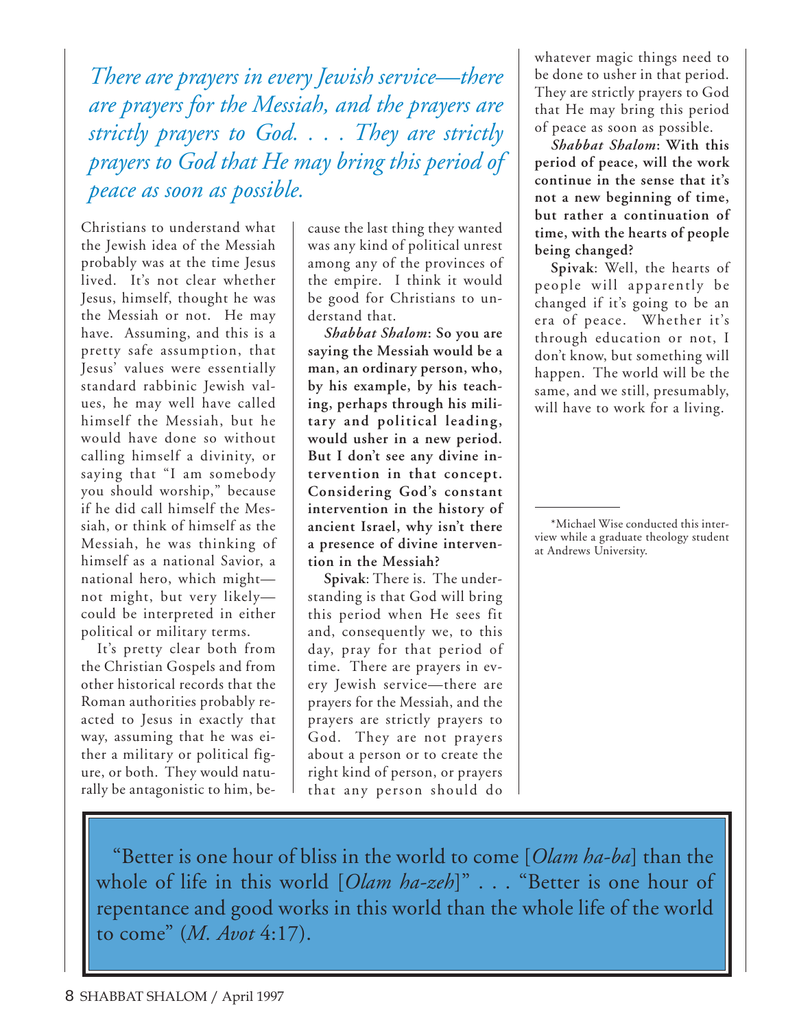*There are prayers in every Jewish service—there are prayers for the Messiah, and the prayers are strictly prayers to God. . . . They are strictly prayers to God that He may bring this period of peace as soon as possible.*

Christians to understand what the Jewish idea of the Messiah probably was at the time Jesus lived. It's not clear whether Jesus, himself, thought he was the Messiah or not. He may have. Assuming, and this is a pretty safe assumption, that Jesus' values were essentially standard rabbinic Jewish values, he may well have called himself the Messiah, but he would have done so without calling himself a divinity, or saying that "I am somebody you should worship," because if he did call himself the Messiah, or think of himself as the Messiah, he was thinking of himself as a national Savior, a national hero, which might—not might, but very likely—could be interpreted in either political or military terms.

It's pretty clear both from the Christian Gospels and from other historical records that the Roman authorities probably reacted to Jesus in exactly that way, assuming that he was either a military or political figure, or both. They would naturally be antagonistic to him, because the last thing they wanted was any kind of political unrest among any of the provinces of the empire. I think it would be good for Christians to understand that.

***Shabbat Shalom*: So you are saying the Messiah would be a man, an ordinary person, who, by his example, by his teaching, perhaps through his military and political leading, would usher in a new period. But I don't see any divine intervention in that concept. Considering God's constant intervention in the history of ancient Israel, why isn't there a presence of divine intervention in the Messiah?**

**Spivak**: There is. The understanding is that God will bring this period when He sees fit and, consequently we, to this day, pray for that period of time. There are prayers in every Jewish service—there are prayers for the Messiah, and the prayers are strictly prayers to God. They are not prayers about a person or to create the right kind of person, or prayers that any person should do whatever magic things need to be done to usher in that period. They are strictly prayers to God that He may bring this period of peace as soon as possible.

***Shabbat Shalom*: With this period of peace, will the work continue in the sense that it's not a new beginning of time, but rather a continuation of time, with the hearts of people being changed?**

**Spivak**: Well, the hearts of people will apparently be changed if it's going to be an era of peace. Whether it's through education or not, I don't know, but something will happen. The world will be the same, and we still, presumably, will have to work for a living.

---

*Michael Wise conducted this interview while a graduate theology student at Andrews University.

"Better is one hour of bliss in the world to come [*Olam ha-ba*] than the whole of life in this world [*Olam ha-zeh*]" . . . "Better is one hour of repentance and good works in this world than the whole life of the world to come" (*M. Avot* 4:17).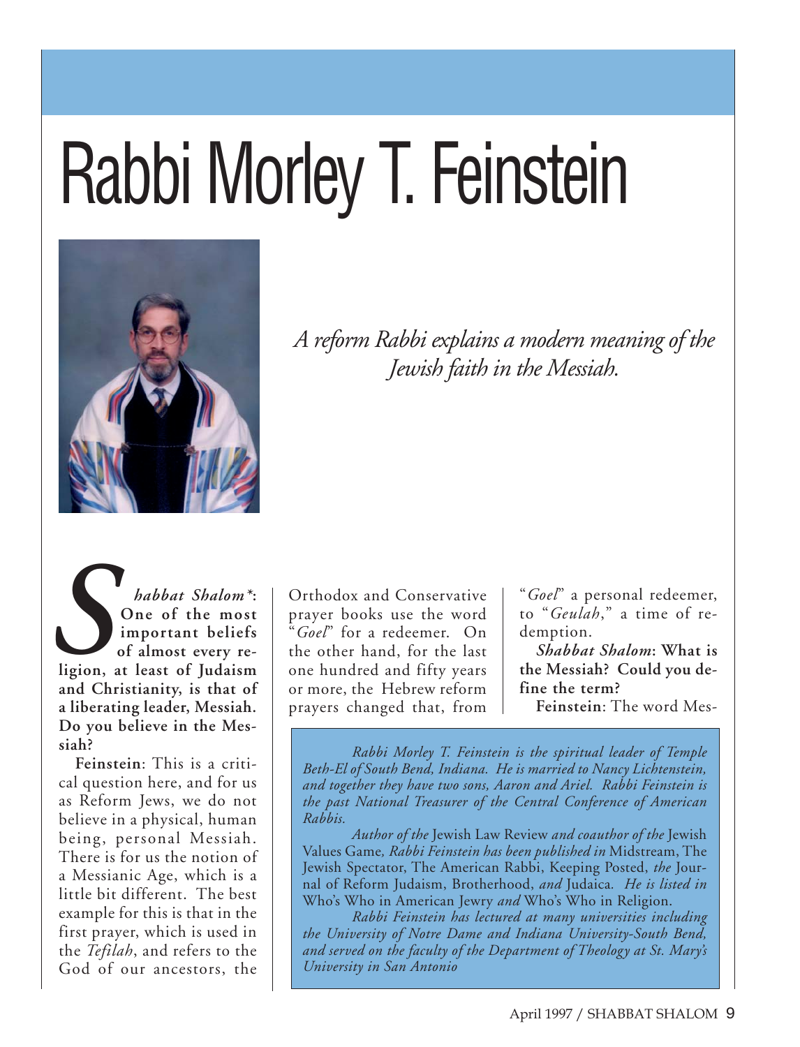# Rabbi Morley T. Feinstein

*A reform Rabbi explains a modern meaning of the Jewish faith in the Messiah.*

***Shabbat Shalom*\*: One of the most important beliefs of almost every religion, at least of Judaism and Christianity, is that of a liberating leader, Messiah. Do you believe in the Messiah?**

**Feinstein**: This is a critical question here, and for us as Reform Jews, we do not believe in a physical, human being, personal Messiah. There is for us the notion of a Messianic Age, which is a little bit different. The best example for this is that in the first prayer, which is used in the *Tefilah*, and refers to the God of our ancestors, the Orthodox and Conservative prayer books use the word "*Goel*" for a redeemer. On the other hand, for the last one hundred and fifty years or more, the Hebrew reform prayers changed that, from "*Goel*" a personal redeemer, to "*Geulah*," a time of redemption.

***Shabbat Shalom*: What is the Messiah? Could you define the term?**

**Feinstein**: The word Mes-

*Rabbi Morley T. Feinstein is the spiritual leader of Temple Beth-El of South Bend, Indiana. He is married to Nancy Lichtenstein, and together they have two sons, Aaron and Ariel. Rabbi Feinstein is the past National Treasurer of the Central Conference of American Rabbis.*

*Author of the* Jewish Law Review *and coauthor of the* Jewish Values Game*, Rabbi Feinstein has been published in* Midstream, The Jewish Spectator, The American Rabbi, Keeping Posted, *the* Journal of Reform Judaism, Brotherhood, *and* Judaica*. He is listed in* Who's Who in American Jewry *and* Who's Who in Religion.

*Rabbi Feinstein has lectured at many universities including the University of Notre Dame and Indiana University-South Bend, and served on the faculty of the Department of Theology at St. Mary's University in San Antonio*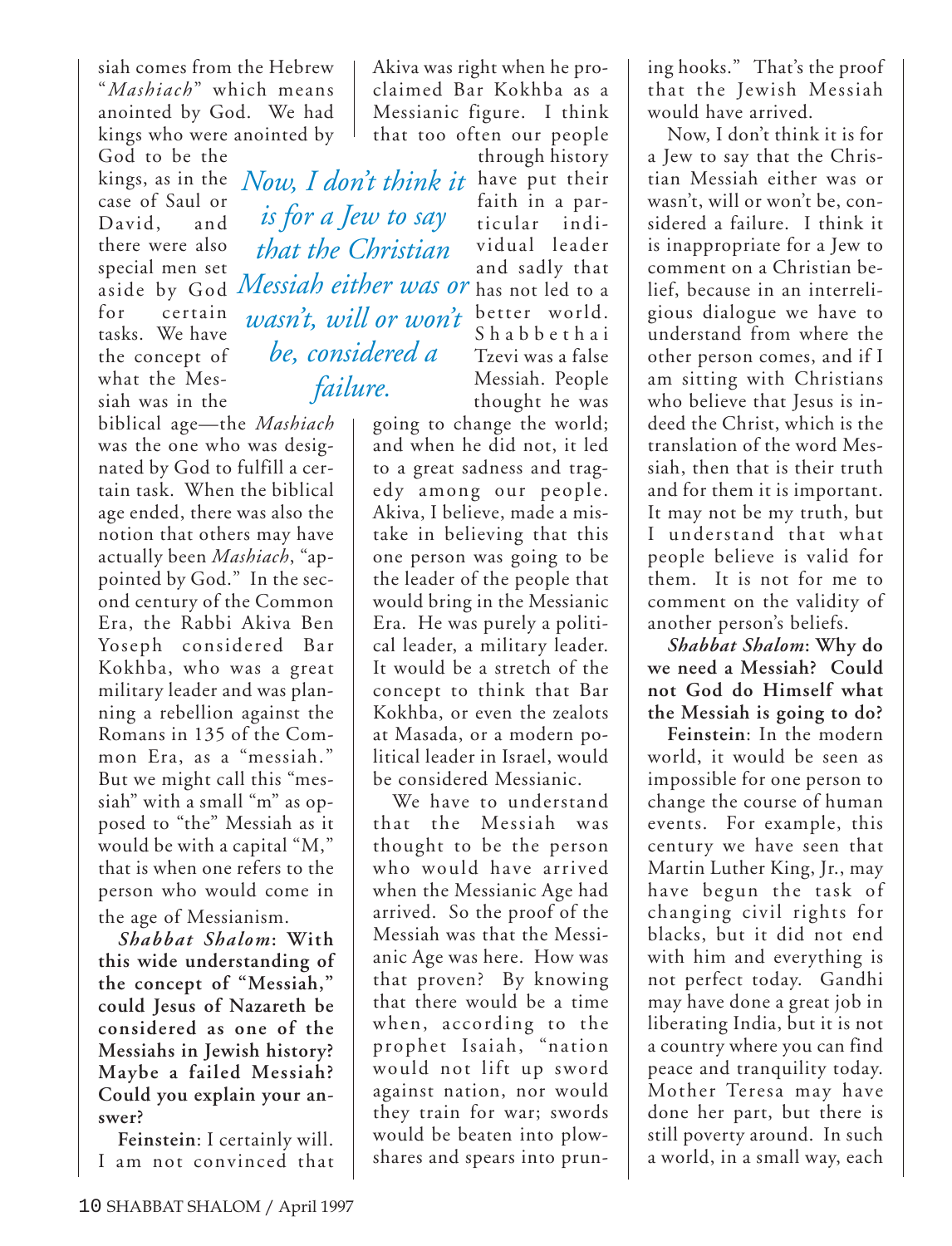siah comes from the Hebrew "*Mashiach*" which means anointed by God. We had kings who were anointed by God to be the kings, as in the case of Saul or David, and there were also special men set aside by God for certain tasks. We have the concept of what the Messiah was in the biblical age—the *Mashiach* was the one who was designated by God to fulfill a certain task. When the biblical age ended, there was also the notion that others may have actually been *Mashiach*, "appointed by God." In the second century of the Common Era, the Rabbi Akiva Ben Yoseph considered Bar Kokhba, who was a great military leader and was planning a rebellion against the Romans in 135 of the Common Era, as a "messiah." But we might call this "messiah" with a small "m" as opposed to "the" Messiah as it would be with a capital "M," that is when one refers to the person who would come in the age of Messianism.

***Shabbat Shalom*: With this wide understanding of the concept of "Messiah," could Jesus of Nazareth be considered as one of the Messiahs in Jewish history? Maybe a failed Messiah? Could you explain your answer?**

**Feinstein**: I certainly will. I am not convinced that Akiva was right when he proclaimed Bar Kokhba as a Messianic figure. I think that too often our people through history have put their faith in a particular individual leader and sadly that has not led to a better world. Shabbethai Tzevi was a false Messiah. People thought he was going to change the world; and when he did not, it led to a great sadness and tragedy among our people. Akiva, I believe, made a mistake in believing that this one person was going to be the leader of the people that would bring in the Messianic Era. He was purely a political leader, a military leader. It would be a stretch of the concept to think that Bar Kokhba, or even the zealots at Masada, or a modern political leader in Israel, would be considered Messianic.

We have to understand that the Messiah was thought to be the person who would have arrived when the Messianic Age had arrived. So the proof of the Messiah was that the Messianic Age was here. How was that proven? By knowing that there would be a time when, according to the prophet Isaiah, "nation would not lift up sword against nation, nor would they train for war; swords would be beaten into plowshares and spears into pruning hooks." That's the proof that the Jewish Messiah would have arrived.

Now, I don't think it is for a Jew to say that the Christian Messiah either was or wasn't, will or won't be, considered a failure. I think it is inappropriate for a Jew to comment on a Christian belief, because in an interreligious dialogue we have to understand from where the other person comes, and if I am sitting with Christians who believe that Jesus is indeed the Christ, which is the translation of the word Messiah, then that is their truth and for them it is important. It may not be my truth, but I understand that what people believe is valid for them. It is not for me to comment on the validity of another person's beliefs.

***Shabbat Shalom*: Why do we need a Messiah? Could not God do Himself what the Messiah is going to do?**

**Feinstein**: In the modern world, it would be seen as impossible for one person to change the course of human events. For example, this century we have seen that Martin Luther King, Jr., may have begun the task of changing civil rights for blacks, but it did not end with him and everything is not perfect today. Gandhi may have done a great job in liberating India, but it is not a country where you can find peace and tranquility today. Mother Teresa may have done her part, but there is still poverty around. In such a world, in a small way, each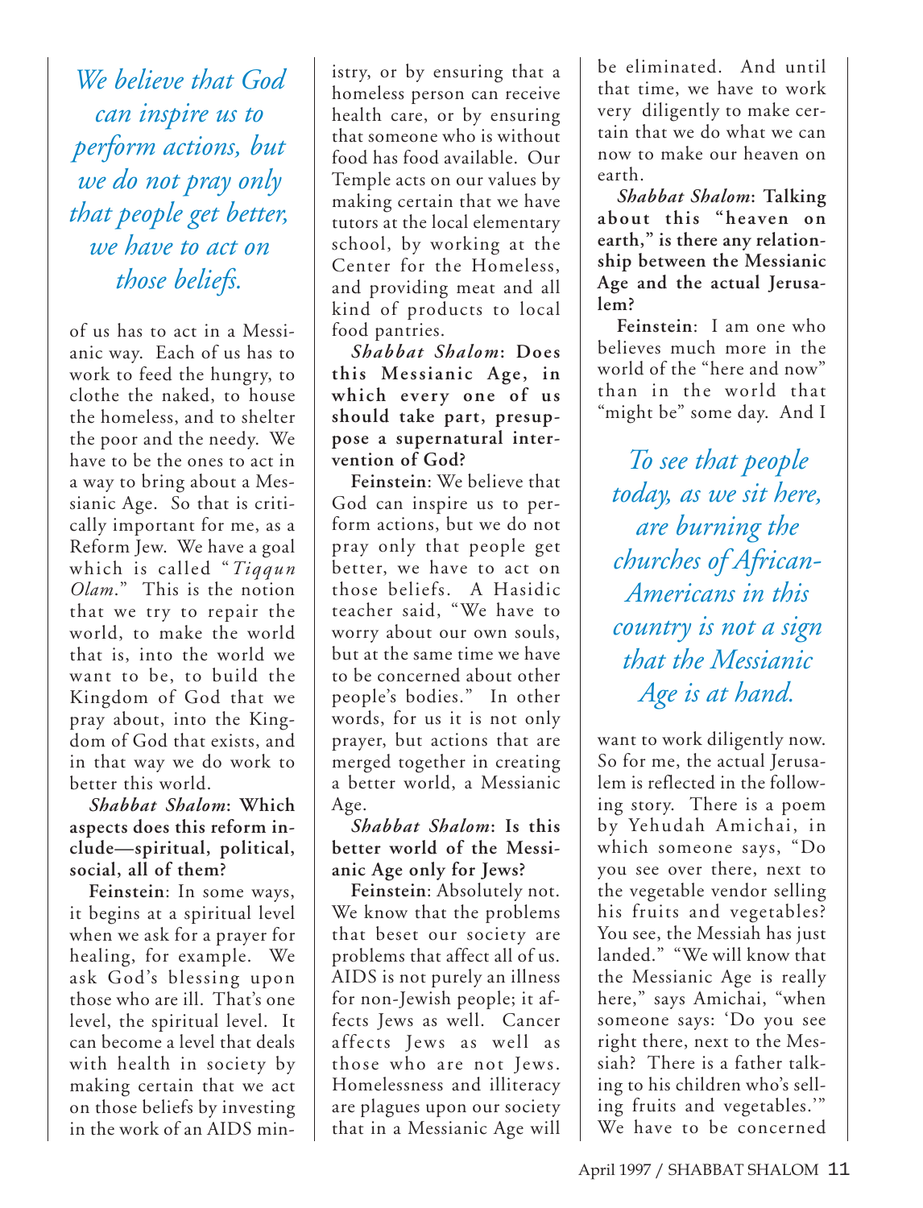*We believe that God can inspire us to perform actions, but we do not pray only that people get better, we have to act on those beliefs.*

of us has to act in a Messianic way. Each of us has to work to feed the hungry, to clothe the naked, to house the homeless, and to shelter the poor and the needy. We have to be the ones to act in a way to bring about a Messianic Age. So that is critically important for me, as a Reform Jew. We have a goal which is called "*Tiqqun Olam*." This is the notion that we try to repair the world, to make the world that is, into the world we want to be, to build the Kingdom of God that we pray about, into the Kingdom of God that exists, and in that way we do work to better this world.

***Shabbat Shalom*: Which aspects does this reform include—spiritual, political, social, all of them?**

**Feinstein**: In some ways, it begins at a spiritual level when we ask for a prayer for healing, for example. We ask God's blessing upon those who are ill. That's one level, the spiritual level. It can become a level that deals with health in society by making certain that we act on those beliefs by investing in the work of an AIDS ministry, or by ensuring that a homeless person can receive health care, or by ensuring that someone who is without food has food available. Our Temple acts on our values by making certain that we have tutors at the local elementary school, by working at the Center for the Homeless, and providing meat and all kind of products to local food pantries.

***Shabbat Shalom*: Does this Messianic Age, in which every one of us should take part, presuppose a supernatural intervention of God?**

**Feinstein**: We believe that God can inspire us to perform actions, but we do not pray only that people get better, we have to act on those beliefs. A Hasidic teacher said, "We have to worry about our own souls, but at the same time we have to be concerned about other people's bodies." In other words, for us it is not only prayer, but actions that are merged together in creating a better world, a Messianic Age.

***Shabbat Shalom*: Is this better world of the Messianic Age only for Jews?**

**Feinstein**: Absolutely not. We know that the problems that beset our society are problems that affect all of us. AIDS is not purely an illness for non-Jewish people; it affects Jews as well. Cancer affects Jews as well as those who are not Jews. Homelessness and illiteracy are plagues upon our society that in a Messianic Age will be eliminated. And until that time, we have to work very diligently to make certain that we do what we can now to make our heaven on earth.

***Shabbat Shalom*: Talking about this "heaven on earth," is there any relationship between the Messianic Age and the actual Jerusalem?**

**Feinstein**: I am one who believes much more in the world of the "here and now" than in the world that "might be" some day. And I want to work diligently now. So for me, the actual Jerusalem is reflected in the following story. There is a poem by Yehudah Amichai, in which someone says, "Do you see over there, next to the vegetable vendor selling his fruits and vegetables? You see, the Messiah has just landed." "We will know that the Messianic Age is really here," says Amichai, "when someone says: 'Do you see right there, next to the Messiah? There is a father talking to his children who's selling fruits and vegetables.'" We have to be concerned

*To see that people today, as we sit here, are burning the churches of African-Americans in this country is not a sign that the Messianic Age is at hand.*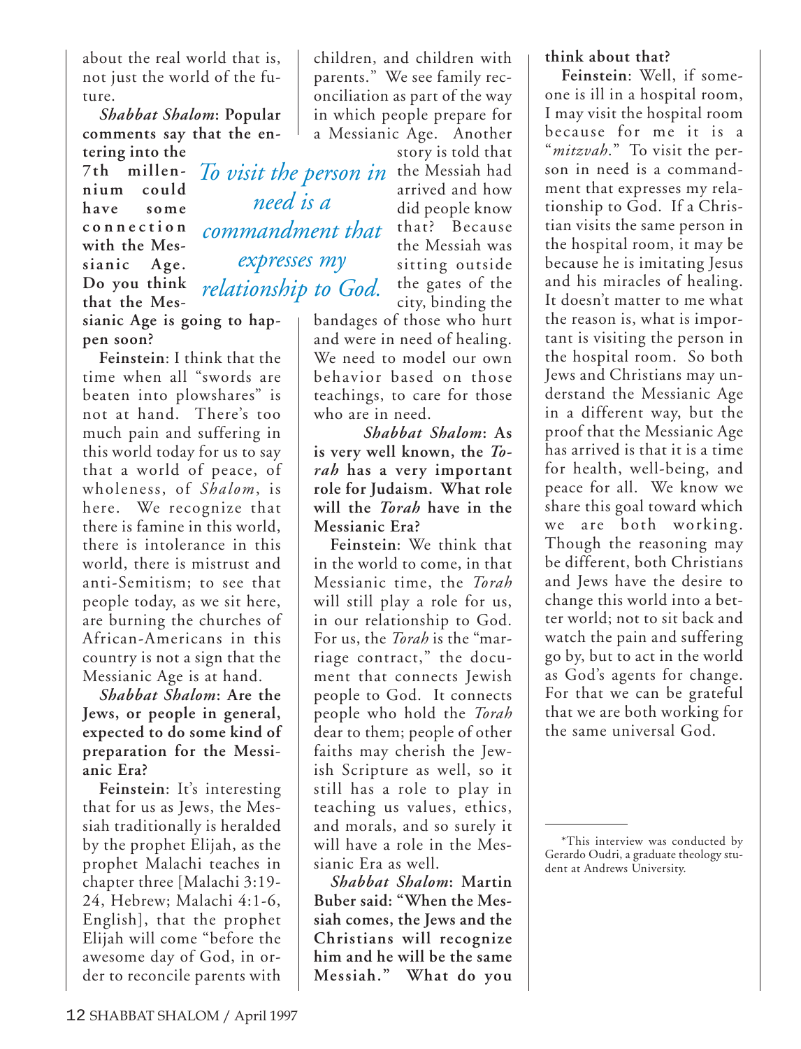about the real world that is, not just the world of the future.

***Shabbat Shalom*: Popular comments say that the entering into the 7th millennium could have some connection with the Messianic Age. Do you think that the Messianic Age is going to happen soon?**

**Feinstein**: I think that the time when all "swords are beaten into plowshares" is not at hand. There's too much pain and suffering in this world today for us to say that a world of peace, of wholeness, of *Shalom*, is here. We recognize that there is famine in this world, there is intolerance in this world, there is mistrust and anti-Semitism; to see that people today, as we sit here, are burning the churches of African-Americans in this country is not a sign that the Messianic Age is at hand.

***Shabbat Shalom*: Are the Jews, or people in general, expected to do some kind of preparation for the Messianic Era?**

**Feinstein**: It's interesting that for us as Jews, the Messiah traditionally is heralded by the prophet Elijah, as the prophet Malachi teaches in chapter three [Malachi 3:19-24, Hebrew; Malachi 4:1-6, English], that the prophet Elijah will come "before the awesome day of God, in order to reconcile parents with children, and children with parents." We see family reconciliation as part of the way in which people prepare for a Messianic Age. Another story is told that the Messiah had arrived and how did people know that? Because the Messiah was sitting outside the gates of the city, binding the bandages of those who hurt and were in need of healing. We need to model our own behavior based on those teachings, to care for those who are in need.

*To visit the person in need is a commandment that expresses my relationship to God.*

***Shabbat Shalom*: As is very well known, the *Torah* has a very important role for Judaism. What role will the *Torah* have in the Messianic Era?**

**Feinstein**: We think that in the world to come, in that Messianic time, the *Torah* will still play a role for us, in our relationship to God. For us, the *Torah* is the "marriage contract," the document that connects Jewish people to God. It connects people who hold the *Torah* dear to them; people of other faiths may cherish the Jewish Scripture as well, so it still has a role to play in teaching us values, ethics, and morals, and so surely it will have a role in the Messianic Era as well.

***Shabbat Shalom*: Martin Buber said: "When the Messiah comes, the Jews and the Christians will recognize him and he will be the same Messiah." What do you think about that?**

**Feinstein**: Well, if someone is ill in a hospital room, I may visit the hospital room because for me it is a "*mitzvah*." To visit the person in need is a commandment that expresses my relationship to God. If a Christian visits the same person in the hospital room, it may be because he is imitating Jesus and his miracles of healing. It doesn't matter to me what the reason is, what is important is visiting the person in the hospital room. So both Jews and Christians may understand the Messianic Age in a different way, but the proof that the Messianic Age has arrived is that it is a time for health, well-being, and peace for all. We know we share this goal toward which we are both working. Though the reasoning may be different, both Christians and Jews have the desire to change this world into a better world; not to sit back and watch the pain and suffering go by, but to act in the world as God's agents for change. For that we can be grateful that we are both working for the same universal God.

---

*This interview was conducted by Gerardo Oudri, a graduate theology student at Andrews University.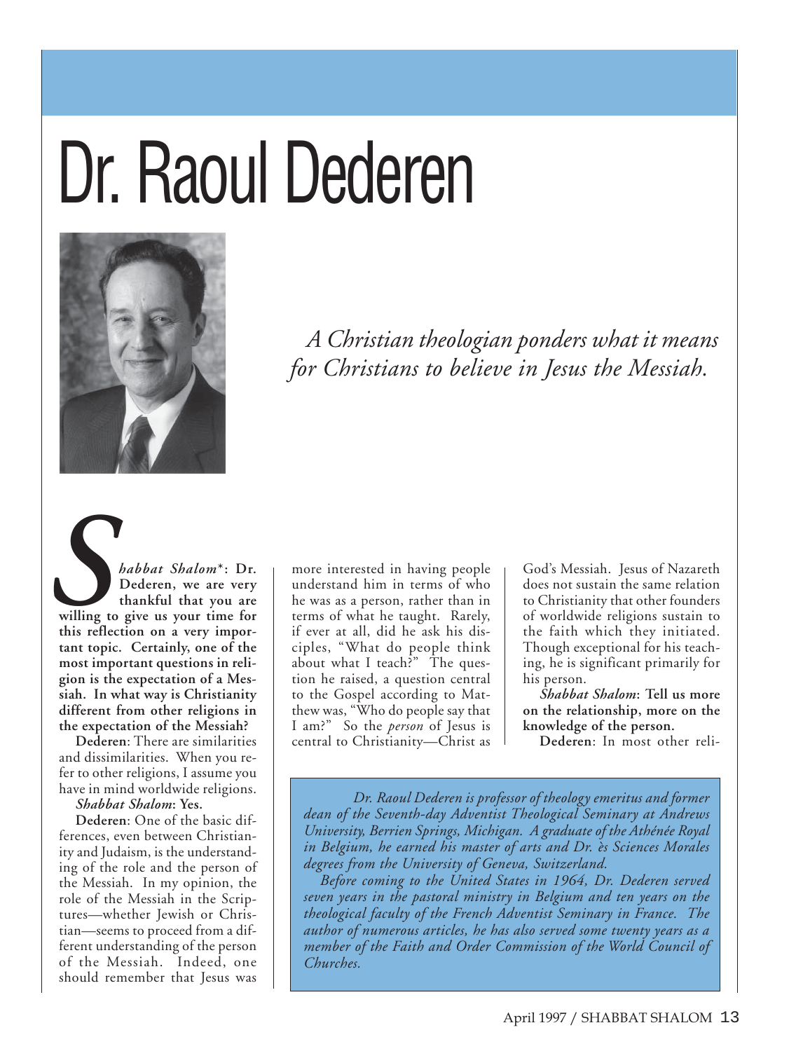# Dr. Raoul Dederen

*A Christian theologian ponders what it means for Christians to believe in Jesus the Messiah.*

***Shabbat Shalom*\*: Dr. Dederen, we are very thankful that you are willing to give us your time for this reflection on a very important topic. Certainly, one of the most important questions in religion is the expectation of a Messiah. In what way is Christianity different from other religions in the expectation of the Messiah?**

**Dederen**: There are similarities and dissimilarities. When you refer to other religions, I assume you have in mind worldwide religions.

***Shabbat Shalom*: Yes.**

**Dederen**: One of the basic differences, even between Christianity and Judaism, is the understanding of the role and the person of the Messiah. In my opinion, the role of the Messiah in the Scriptures—whether Jewish or Christian—seems to proceed from a different understanding of the person of the Messiah. Indeed, one should remember that Jesus was more interested in having people understand him in terms of who he was as a person, rather than in terms of what he taught. Rarely, if ever at all, did he ask his disciples, "What do people think about what I teach?" The question he raised, a question central to the Gospel according to Matthew was, "Who do people say that I am?" So the *person* of Jesus is central to Christianity—Christ as God's Messiah. Jesus of Nazareth does not sustain the same relation to Christianity that other founders of worldwide religions sustain to the faith which they initiated. Though exceptional for his teaching, he is significant primarily for his person.

***Shabbat Shalom*: Tell us more on the relationship, more on the knowledge of the person.**

**Dederen**: In most other reli-

*Dr. Raoul Dederen is professor of theology emeritus and former dean of the Seventh-day Adventist Theological Seminary at Andrews University, Berrien Springs, Michigan. A graduate of the Athénée Royal in Belgium, he earned his master of arts and Dr. ès Sciences Morales degrees from the University of Geneva, Switzerland.*

*Before coming to the United States in 1964, Dr. Dederen served seven years in the pastoral ministry in Belgium and ten years on the theological faculty of the French Adventist Seminary in France. The author of numerous articles, he has also served some twenty years as a member of the Faith and Order Commission of the World Council of Churches.*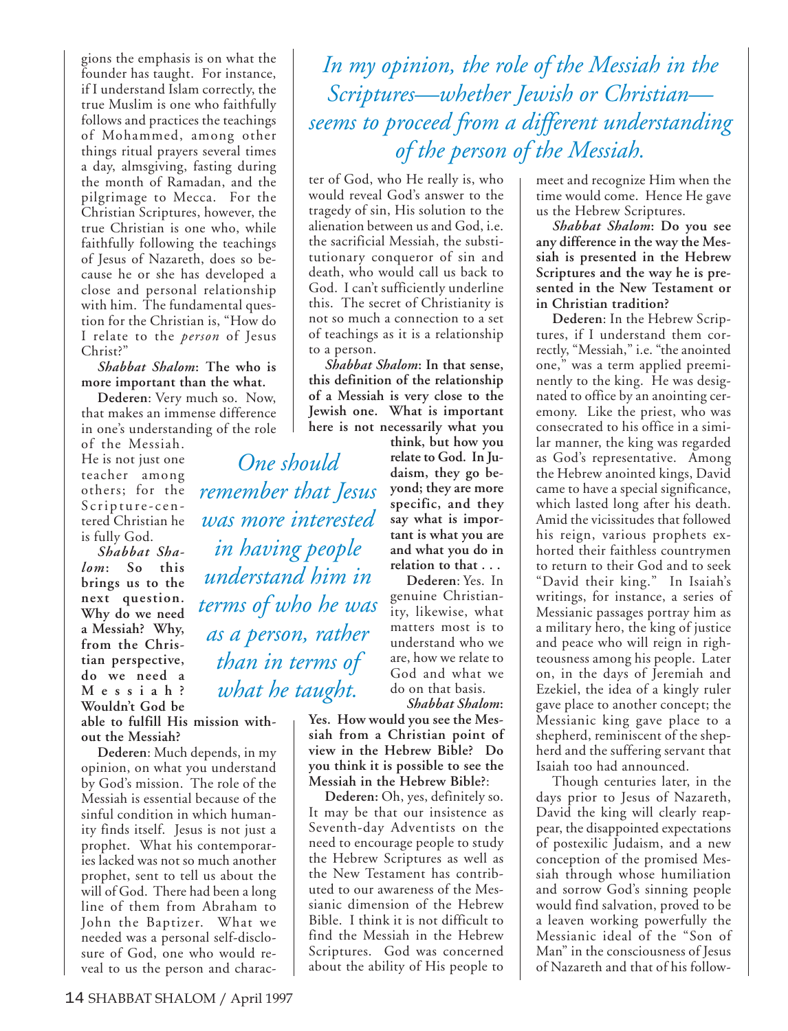gions the emphasis is on what the founder has taught. For instance, if I understand Islam correctly, the true Muslim is one who faithfully follows and practices the teachings of Mohammed, among other things ritual prayers several times a day, almsgiving, fasting during the month of Ramadan, and the pilgrimage to Mecca. For the Christian Scriptures, however, the true Christian is one who, while faithfully following the teachings of Jesus of Nazareth, does so because he or she has developed a close and personal relationship with him. The fundamental question for the Christian is, "How do I relate to the *person* of Jesus Christ?"

***Shabbat Shalom*: The who is more important than the what.**

**Dederen**: Very much so. Now, that makes an immense difference in one's understanding of the role of the Messiah. He is not just one teacher among others; for the Scripture-centered Christian he is fully God.

***Shabbat Shalom*: So this brings us to the next question. Why do we need a Messiah? Why, from the Christian perspective, do we need a Messiah? Wouldn't God be able to fulfill His mission without the Messiah?**

**Dederen**: Much depends, in my opinion, on what you understand by God's mission. The role of the Messiah is essential because of the sinful condition in which humanity finds itself. Jesus is not just a prophet. What his contemporaries lacked was not so much another prophet, sent to tell us about the will of God. There had been a long line of them from Abraham to John the Baptizer. What we needed was a personal self-disclosure of God, one who would reveal to us the person and character of God, who He really is, who would reveal God's answer to the tragedy of sin, His solution to the alienation between us and God, i.e. the sacrificial Messiah, the substitutionary conqueror of sin and death, who would call us back to God. I can't sufficiently underline this. The secret of Christianity is not so much a connection to a set of teachings as it is a relationship to a person.

> *In my opinion, the role of the Messiah in the Scriptures—whether Jewish or Christian—seems to proceed from a different understanding of the person of the Messiah.*

***Shabbat Shalom*: In that sense, this definition of the relationship of a Messiah is very close to the Jewish one. What is important here is not necessarily what you think, but how you relate to God. In Judaism, they go beyond; they are more specific, and they say what is important is what you are and what you do in relation to that . . .**

> *One should remember that Jesus was more interested in having people understand him in terms of who he was as a person, rather than in terms of what he taught.*

**Dederen**: Yes. In genuine Christianity, likewise, what matters most is to understand who we are, how we relate to God and what we do on that basis.

***Shabbat Shalom*: Yes. How would you see the Messiah from a Christian point of view in the Hebrew Bible? Do you think it is possible to see the Messiah in the Hebrew Bible?:**

**Dederen:** Oh, yes, definitely so. It may be that our insistence as Seventh-day Adventists on the need to encourage people to study the Hebrew Scriptures as well as the New Testament has contributed to our awareness of the Messianic dimension of the Hebrew Bible. I think it is not difficult to find the Messiah in the Hebrew Scriptures. God was concerned about the ability of His people to meet and recognize Him when the time would come. Hence He gave us the Hebrew Scriptures.

***Shabbat Shalom*: Do you see any difference in the way the Messiah is presented in the Hebrew Scriptures and the way he is presented in the New Testament or in Christian tradition?**

**Dederen**: In the Hebrew Scriptures, if I understand them correctly, "Messiah," i.e. "the anointed one," was a term applied preeminently to the king. He was designated to office by an anointing ceremony. Like the priest, who was consecrated to his office in a similar manner, the king was regarded as God's representative. Among the Hebrew anointed kings, David came to have a special significance, which lasted long after his death. Amid the vicissitudes that followed his reign, various prophets exhorted their faithless countrymen to return to their God and to seek "David their king." In Isaiah's writings, for instance, a series of Messianic passages portray him as a military hero, the king of justice and peace who will reign in righteousness among his people. Later on, in the days of Jeremiah and Ezekiel, the idea of a kingly ruler gave place to another concept; the Messianic king gave place to a shepherd, reminiscent of the shepherd and the suffering servant that Isaiah too had announced.

Though centuries later, in the days prior to Jesus of Nazareth, David the king will clearly reappear, the disappointed expectations of postexilic Judaism, and a new conception of the promised Messiah through whose humiliation and sorrow God's sinning people would find salvation, proved to be a leaven working powerfully the Messianic ideal of the "Son of Man" in the consciousness of Jesus of Nazareth and that of his follow-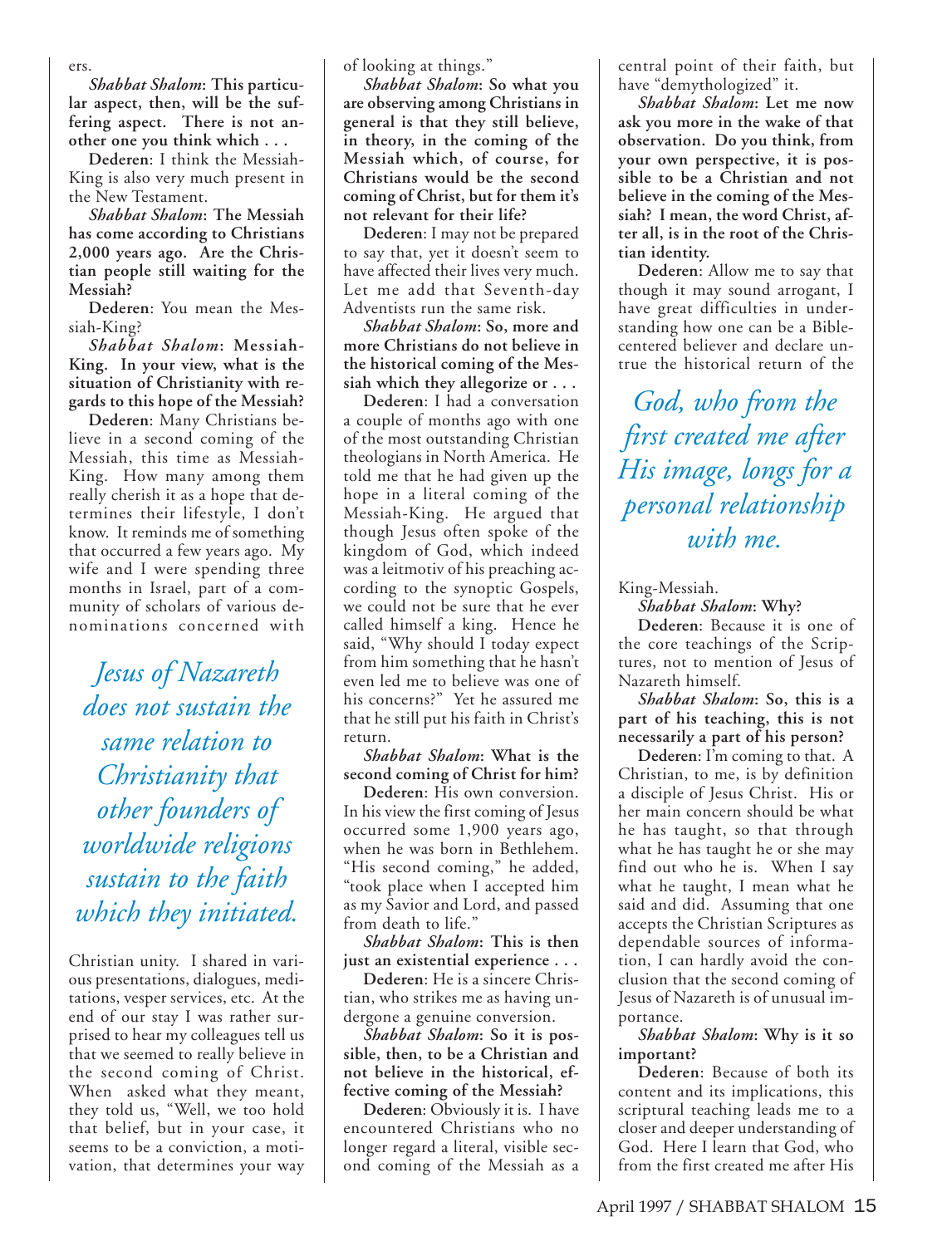ers.

***Shabbat Shalom*: This particular aspect, then, will be the suffering aspect. There is not another one you think which . . .**

**Dederen**: I think the Messiah-King is also very much present in the New Testament.

***Shabbat Shalom*: The Messiah has come according to Christians 2,000 years ago. Are the Christian people still waiting for the Messiah?**

**Dederen**: You mean the Messiah-King?

***Shabbat Shalom*: Messiah-King. In your view, what is the situation of Christianity with regards to this hope of the Messiah?**

**Dederen**: Many Christians believe in a second coming of the Messiah, this time as Messiah-King. How many among them really cherish it as a hope that determines their lifestyle, I don't know. It reminds me of something that occurred a few years ago. My wife and I were spending three months in Israel, part of a community of scholars of various denominations concerned with Christian unity. I shared in various presentations, dialogues, meditations, vesper services, etc. At the end of our stay I was rather surprised to hear my colleagues tell us that we seemed to really believe in the second coming of Christ. When asked what they meant, they told us, "Well, we too hold that belief, but in your case, it seems to be a conviction, a motivation, that determines your way of looking at things."

*Jesus of Nazareth does not sustain the same relation to Christianity that other founders of worldwide religions sustain to the faith which they initiated.*

***Shabbat Shalom*: So what you are observing among Christians in general is that they still believe, in theory, in the coming of the Messiah which, of course, for Christians would be the second coming of Christ, but for them it's not relevant for their life?**

**Dederen**: I may not be prepared to say that, yet it doesn't seem to have affected their lives very much. Let me add that Seventh-day Adventists run the same risk.

***Shabbat Shalom*: So, more and more Christians do not believe in the historical coming of the Messiah which they allegorize or . . .**

**Dederen**: I had a conversation a couple of months ago with one of the most outstanding Christian theologians in North America. He told me that he had given up the hope in a literal coming of the Messiah-King. He argued that though Jesus often spoke of the kingdom of God, which indeed was a leitmotiv of his preaching according to the synoptic Gospels, we could not be sure that he ever called himself a king. Hence he said, "Why should I today expect from him something that he hasn't even led me to believe was one of his concerns?" Yet he assured me that he still put his faith in Christ's return.

***Shabbat Shalom*: What is the second coming of Christ for him?**

**Dederen**: His own conversion. In his view the first coming of Jesus occurred some 1,900 years ago, when he was born in Bethlehem. "His second coming," he added, "took place when I accepted him as my Savior and Lord, and passed from death to life."

***Shabbat Shalom*: This is then just an existential experience . . .**

**Dederen**: He is a sincere Christian, who strikes me as having undergone a genuine conversion.

***Shabbat Shalom*: So it is possible, then, to be a Christian and not believe in the historical, effective coming of the Messiah?**

**Dederen**: Obviously it is. I have encountered Christians who no longer regard a literal, visible second coming of the Messiah as a central point of their faith, but have "demythologized" it.

***Shabbat Shalom*: Let me now ask you more in the wake of that observation. Do you think, from your own perspective, it is possible to be a Christian and not believe in the coming of the Messiah? I mean, the word Christ, after all, is in the root of the Christian identity.**

**Dederen**: Allow me to say that though it may sound arrogant, I have great difficulties in understanding how one can be a Bible-centered believer and declare untrue the historical return of the King-Messiah.

*God, who from the first created me after His image, longs for a personal relationship with me.*

***Shabbat Shalom*: Why?**

**Dederen**: Because it is one of the core teachings of the Scriptures, not to mention of Jesus of Nazareth himself.

***Shabbat Shalom*: So, this is a part of his teaching, this is not necessarily a part of his person?**

**Dederen**: I'm coming to that. A Christian, to me, is by definition a disciple of Jesus Christ. His or her main concern should be what he has taught, so that through what he has taught he or she may find out who he is. When I say what he taught, I mean what he said and did. Assuming that one accepts the Christian Scriptures as dependable sources of information, I can hardly avoid the conclusion that the second coming of Jesus of Nazareth is of unusual importance.

***Shabbat Shalom*: Why is it so important?**

**Dederen**: Because of both its content and its implications, this scriptural teaching leads me to a closer and deeper understanding of God. Here I learn that God, who from the first created me after His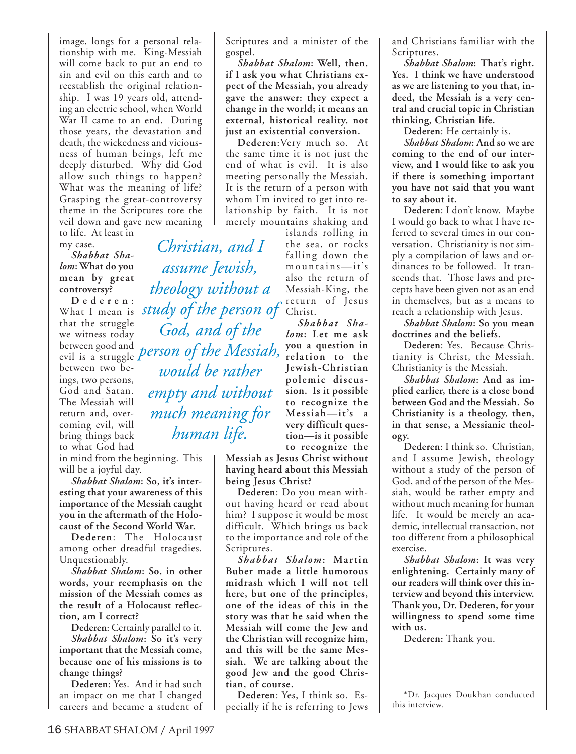image, longs for a personal relationship with me. King-Messiah will come back to put an end to sin and evil on this earth and to reestablish the original relationship. I was 19 years old, attending an electric school, when World War II came to an end. During those years, the devastation and death, the wickedness and viciousness of human beings, left me deeply disturbed. Why did God allow such things to happen? What was the meaning of life? Grasping the great-controversy theme in the Scriptures tore the veil down and gave new meaning to life. At least in my case.

*Shabbat Shalom*: **What do you mean by great controversy?**

**Dederen**: What I mean is that the struggle we witness today between good and evil is a struggle between two beings, two persons, God and Satan. The Messiah will return and, overcoming evil, will bring things back to what God had in mind from the beginning. This will be a joyful day.

*Shabbat Shalom*: **So, it's interesting that your awareness of this importance of the Messiah caught you in the aftermath of the Holocaust of the Second World War.**

**Dederen**: The Holocaust among other dreadful tragedies. Unquestionably.

*Shabbat Shalom*: **So, in other words, your reemphasis on the mission of the Messiah comes as the result of a Holocaust reflection, am I correct?**

**Dederen**: Certainly parallel to it.

*Shabbat Shalom*: **So it's very important that the Messiah come, because one of his missions is to change things?**

**Dederen**: Yes. And it had such an impact on me that I changed careers and became a student of Scriptures and a minister of the gospel.

*Shabbat Shalom*: **Well, then, if I ask you what Christians expect of the Messiah, you already gave the answer: they expect a change in the world; it means an external, historical reality, not just an existential conversion.**

**Dederen**: Very much so. At the same time it is not just the end of what is evil. It is also meeting personally the Messiah. It is the return of a person with whom I'm invited to get into relationship by faith. It is not merely mountains shaking and islands rolling in the sea, or rocks falling down the mountains—it's also the return of Messiah-King, the return of Jesus Christ.

*Shabbat Shalom*: **Let me ask you a question in relation to the Jewish-Christian polemic discussion. Is it possible to recognize the Messiah—it's a very difficult question—is it possible to recognize the Messiah as Jesus Christ without having heard about this Messiah being Jesus Christ?**

**Dederen**: Do you mean without having heard or read about him? I suppose it would be most difficult. Which brings us back to the importance and role of the Scriptures.

*Shabbat Shalom*: **Martin Buber made a little humorous midrash which I will not tell here, but one of the principles, one of the ideas of this in the story was that he said when the Messiah will come the Jew and the Christian will recognize him, and this will be the same Messiah. We are talking about the good Jew and the good Christian, of course.**

**Dederen**: Yes, I think so. Especially if he is referring to Jews and Christians familiar with the Scriptures.

*Shabbat Shalom*: **That's right. Yes. I think we have understood as we are listening to you that, indeed, the Messiah is a very central and crucial topic in Christian thinking, Christian life.**

**Dederen**: He certainly is.

*Shabbat Shalom*: **And so we are coming to the end of our interview, and I would like to ask you if there is something important you have not said that you want to say about it.**

**Dederen**: I don't know. Maybe I would go back to what I have referred to several times in our conversation. Christianity is not simply a compilation of laws and ordinances to be followed. It transcends that. Those laws and precepts have been given not as an end in themselves, but as a means to reach a relationship with Jesus.

*Shabbat Shalom*: **So you mean doctrines and the beliefs.**

**Dederen**: Yes. Because Christianity is Christ, the Messiah. Christianity is the Messiah.

*Shabbat Shalom*: **And as implied earlier, there is a close bond between God and the Messiah. So Christianity is a theology, then, in that sense, a Messianic theology.**

**Dederen**: I think so. Christian, and I assume Jewish, theology without a study of the person of God, and of the person of the Messiah, would be rather empty and without much meaning for human life. It would be merely an academic, intellectual transaction, not too different from a philosophical exercise.

*Shabbat Shalom*: **It was very enlightening. Certainly many of our readers will think over this interview and beyond this interview. Thank you, Dr. Dederen, for your willingness to spend some time with us.**

**Dederen:** Thank you.

> *Christian, and I assume Jewish, theology without a study of the person of God, and of the person of the Messiah, would be rather empty and without much meaning for human life.*

---

*Dr. Jacques Doukhan conducted this interview.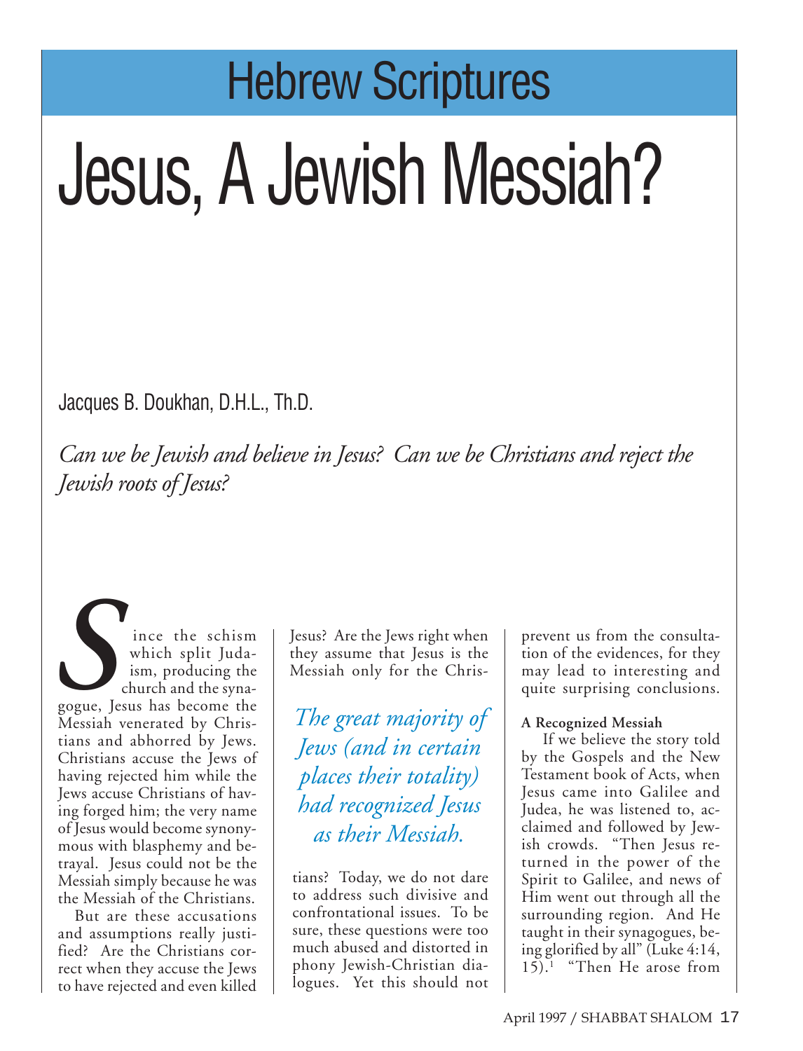# Hebrew Scriptures

# Jesus, A Jewish Messiah?

Jacques B. Doukhan, D.H.L., Th.D.

*Can we be Jewish and believe in Jesus? Can we be Christians and reject the Jewish roots of Jesus?*

Since the schism which split Judaism, producing the church and the synagogue, Jesus has become the Messiah venerated by Christians and abhorred by Jews. Christians accuse the Jews of having rejected him while the Jews accuse Christians of having forged him; the very name of Jesus would become synonymous with blasphemy and betrayal. Jesus could not be the Messiah simply because he was the Messiah of the Christians.

But are these accusations and assumptions really justified? Are the Christians correct when they accuse the Jews to have rejected and even killed Jesus? Are the Jews right when they assume that Jesus is the Messiah only for the Christians? Today, we do not dare to address such divisive and confrontational issues. To be sure, these questions were too much abused and distorted in phony Jewish-Christian dialogues. Yet this should not prevent us from the consultation of the evidences, for they may lead to interesting and quite surprising conclusions.

*The great majority of Jews (and in certain places their totality) had recognized Jesus as their Messiah.*

**A Recognized Messiah**

If we believe the story told by the Gospels and the New Testament book of Acts, when Jesus came into Galilee and Judea, he was listened to, acclaimed and followed by Jewish crowds. "Then Jesus returned in the power of the Spirit to Galilee, and news of Him went out through all the surrounding region. And He taught in their synagogues, being glorified by all" (Luke 4:14, 15).[1] "Then He arose from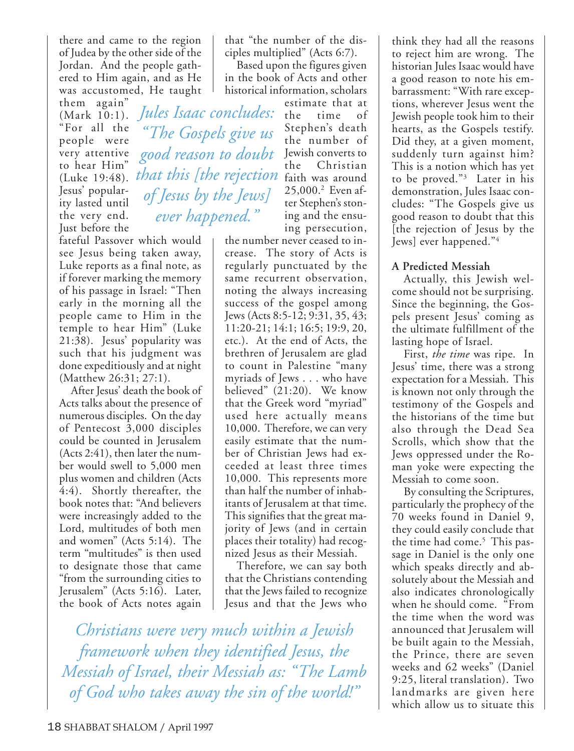there and came to the region of Judea by the other side of the Jordan. And the people gathered to Him again, and as He was accustomed, He taught them again" (Mark 10:1). "For all the people were very attentive to hear Him" (Luke 19:48). Jesus' popularity lasted until the very end. Just before the fateful Passover which would see Jesus being taken away, Luke reports as a final note, as if forever marking the memory of his passage in Israel: "Then early in the morning all the people came to Him in the temple to hear Him" (Luke 21:38). Jesus' popularity was such that his judgment was done expeditiously and at night (Matthew 26:31; 27:1).

After Jesus' death the book of Acts talks about the presence of numerous disciples. On the day of Pentecost 3,000 disciples could be counted in Jerusalem (Acts 2:41), then later the number would swell to 5,000 men plus women and children (Acts 4:4). Shortly thereafter, the book notes that: "And believers were increasingly added to the Lord, multitudes of both men and women" (Acts 5:14). The term "multitudes" is then used to designate those that came "from the surrounding cities to Jerusalem" (Acts 5:16). Later, the book of Acts notes again that "the number of the disciples multiplied" (Acts 6:7).

*Jules Isaac concludes: "The Gospels give us good reason to doubt that this [the rejection of Jesus by the Jews] ever happened."*

Based upon the figures given in the book of Acts and other historical information, scholars estimate that at the time of Stephen's death the number of Jewish converts to the Christian faith was around 25,000.[2] Even after Stephen's stoning and the ensuing persecution, the number never ceased to increase. The story of Acts is regularly punctuated by the same recurrent observation, noting the always increasing success of the gospel among Jews (Acts 8:5-12; 9:31, 35, 43; 11:20-21; 14:1; 16:5; 19:9, 20, etc.). At the end of Acts, the brethren of Jerusalem are glad to count in Palestine "many myriads of Jews . . . who have believed" (21:20). We know that the Greek word "myriad" used here actually means 10,000. Therefore, we can very easily estimate that the number of Christian Jews had exceeded at least three times 10,000. This represents more than half the number of inhabitants of Jerusalem at that time. This signifies that the great majority of Jews (and in certain places their totality) had recognized Jesus as their Messiah.

Therefore, we can say both that the Christians contending that the Jews failed to recognize Jesus and that the Jews who think they had all the reasons to reject him are wrong. The historian Jules Isaac would have a good reason to note his embarrassment: "With rare exceptions, wherever Jesus went the Jewish people took him to their hearts, as the Gospels testify. Did they, at a given moment, suddenly turn against him? This is a notion which has yet to be proved."[3] Later in his demonstration, Jules Isaac concludes: "The Gospels give us good reason to doubt that this [the rejection of Jesus by the Jews] ever happened."[4]

*Christians were very much within a Jewish framework when they identified Jesus, the Messiah of Israel, their Messiah as: "The Lamb of God who takes away the sin of the world!"*

**A Predicted Messiah**

Actually, this Jewish welcome should not be surprising. Since the beginning, the Gospels present Jesus' coming as the ultimate fulfillment of the lasting hope of Israel.

First, *the time* was ripe. In Jesus' time, there was a strong expectation for a Messiah. This is known not only through the testimony of the Gospels and the historians of the time but also through the Dead Sea Scrolls, which show that the Jews oppressed under the Roman yoke were expecting the Messiah to come soon.

By consulting the Scriptures, particularly the prophecy of the 70 weeks found in Daniel 9, they could easily conclude that the time had come.[5] This passage in Daniel is the only one which speaks directly and absolutely about the Messiah and also indicates chronologically when he should come. "From the time when the word was announced that Jerusalem will be built again to the Messiah, the Prince, there are seven weeks and 62 weeks" (Daniel 9:25, literal translation). Two landmarks are given here which allow us to situate this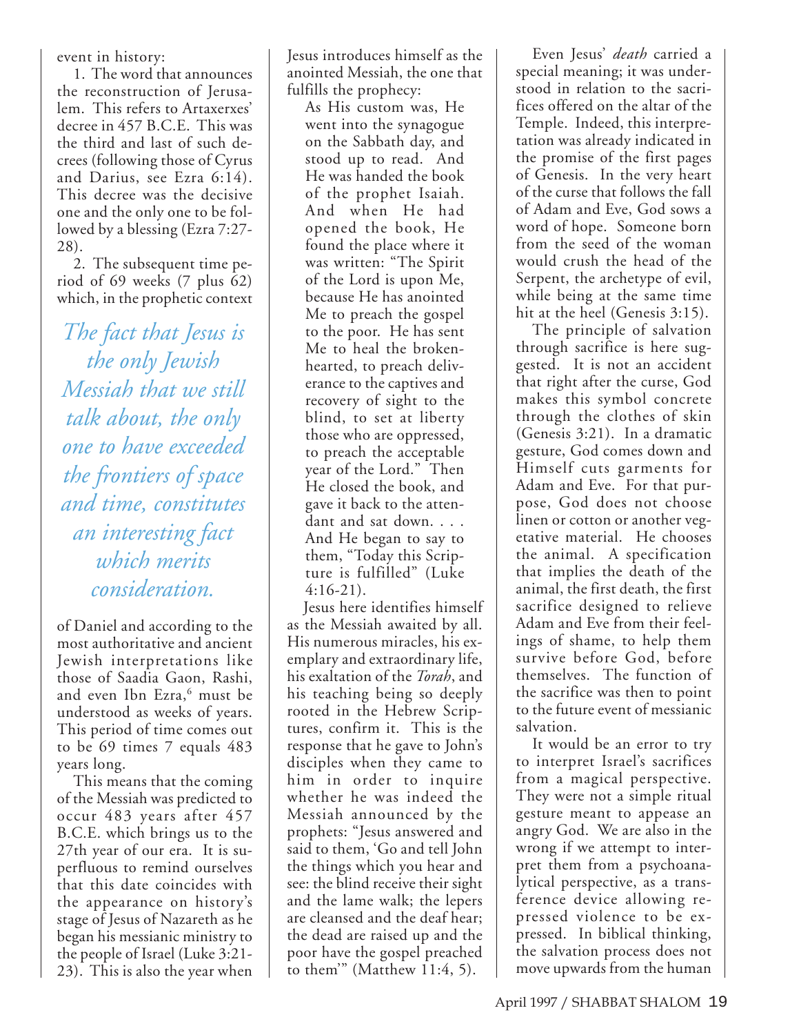event in history:

1. The word that announces the reconstruction of Jerusalem. This refers to Artaxerxes' decree in 457 B.C.E. This was the third and last of such decrees (following those of Cyrus and Darius, see Ezra 6:14). This decree was the decisive one and the only one to be followed by a blessing (Ezra 7:27-28).

2. The subsequent time period of 69 weeks (7 plus 62) which, in the prophetic context of Daniel and according to the most authoritative and ancient Jewish interpretations like those of Saadia Gaon, Rashi, and even Ibn Ezra,[6] must be understood as weeks of years. This period of time comes out to be 69 times 7 equals 483 years long.

*The fact that Jesus is the only Jewish Messiah that we still talk about, the only one to have exceeded the frontiers of space and time, constitutes an interesting fact which merits consideration.*

This means that the coming of the Messiah was predicted to occur 483 years after 457 B.C.E. which brings us to the 27th year of our era. It is superfluous to remind ourselves that this date coincides with the appearance on history's stage of Jesus of Nazareth as he began his messianic ministry to the people of Israel (Luke 3:21-23). This is also the year when Jesus introduces himself as the anointed Messiah, the one that fulfills the prophecy:

> As His custom was, He went into the synagogue on the Sabbath day, and stood up to read. And He was handed the book of the prophet Isaiah. And when He had opened the book, He found the place where it was written: "The Spirit of the Lord is upon Me, because He has anointed Me to preach the gospel to the poor. He has sent Me to heal the brokenhearted, to preach deliverance to the captives and recovery of sight to the blind, to set at liberty those who are oppressed, to preach the acceptable year of the Lord." Then He closed the book, and gave it back to the attendant and sat down. . . . And He began to say to them, "Today this Scripture is fulfilled" (Luke 4:16-21).

Jesus here identifies himself as the Messiah awaited by all. His numerous miracles, his exemplary and extraordinary life, his exaltation of the *Torah*, and his teaching being so deeply rooted in the Hebrew Scriptures, confirm it. This is the response that he gave to John's disciples when they came to him in order to inquire whether he was indeed the Messiah announced by the prophets: "Jesus answered and said to them, 'Go and tell John the things which you hear and see: the blind receive their sight and the lame walk; the lepers are cleansed and the deaf hear; the dead are raised up and the poor have the gospel preached to them'" (Matthew 11:4, 5).

Even Jesus' *death* carried a special meaning; it was understood in relation to the sacrifices offered on the altar of the Temple. Indeed, this interpretation was already indicated in the promise of the first pages of Genesis. In the very heart of the curse that follows the fall of Adam and Eve, God sows a word of hope. Someone born from the seed of the woman would crush the head of the Serpent, the archetype of evil, while being at the same time hit at the heel (Genesis 3:15).

The principle of salvation through sacrifice is here suggested. It is not an accident that right after the curse, God makes this symbol concrete through the clothes of skin (Genesis 3:21). In a dramatic gesture, God comes down and Himself cuts garments for Adam and Eve. For that purpose, God does not choose linen or cotton or another vegetative material. He chooses the animal. A specification that implies the death of the animal, the first death, the first sacrifice designed to relieve Adam and Eve from their feelings of shame, to help them survive before God, before themselves. The function of the sacrifice was then to point to the future event of messianic salvation.

It would be an error to try to interpret Israel's sacrifices from a magical perspective. They were not a simple ritual gesture meant to appease an angry God. We are also in the wrong if we attempt to interpret them from a psychoanalytical perspective, as a transference device allowing repressed violence to be expressed. In biblical thinking, the salvation process does not move upwards from the human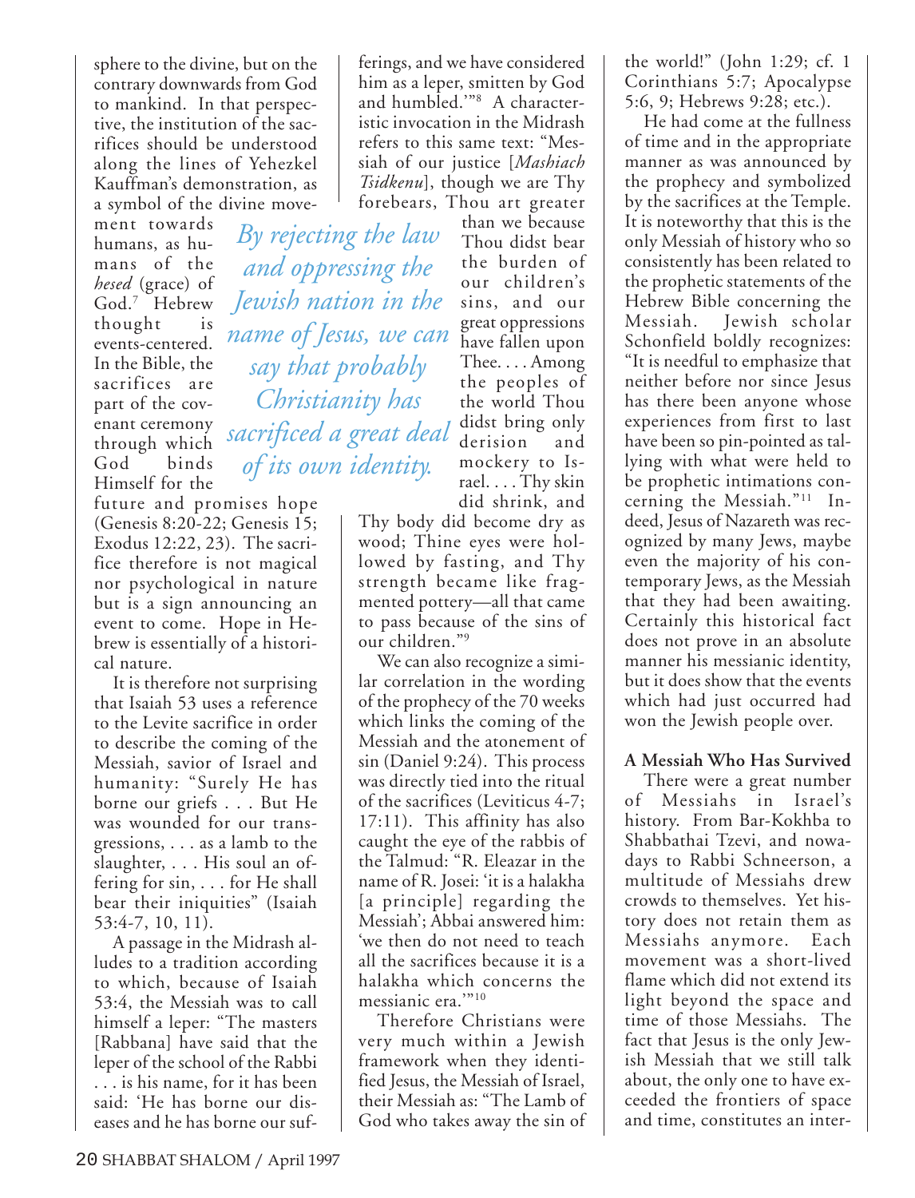sphere to the divine, but on the contrary downwards from God to mankind. In that perspective, the institution of the sacrifices should be understood along the lines of Yehezkel Kauffman's demonstration, as a symbol of the divine movement towards humans, as humans of the *hesed* (grace) of God.[7] Hebrew thought is events-centered. In the Bible, the sacrifices are part of the covenant ceremony through which God binds Himself for the future and promises hope (Genesis 8:20-22; Genesis 15; Exodus 12:22, 23). The sacrifice therefore is not magical nor psychological in nature but is a sign announcing an event to come. Hope in Hebrew is essentially of a historical nature.

It is therefore not surprising that Isaiah 53 uses a reference to the Levite sacrifice in order to describe the coming of the Messiah, savior of Israel and humanity: "Surely He has borne our griefs . . . But He was wounded for our transgressions, . . . as a lamb to the slaughter, . . . His soul an offering for sin, . . . for He shall bear their iniquities" (Isaiah 53:4-7, 10, 11).

A passage in the Midrash alludes to a tradition according to which, because of Isaiah 53:4, the Messiah was to call himself a leper: "The masters [Rabbana] have said that the leper of the school of the Rabbi . . . is his name, for it has been said: 'He has borne our diseases and he has borne our sufferings, and we have considered him as a leper, smitten by God and humbled.'"[8] A characteristic invocation in the Midrash refers to this same text: "Messiah of our justice [*Mashiach Tsidkenu*], though we are Thy forebears, Thou art greater than we because Thou didst bear the burden of our children's sins, and our great oppressions have fallen upon Thee. . . . Among the peoples of the world Thou didst bring only derision and mockery to Israel. . . . Thy skin did shrink, and Thy body did become dry as wood; Thine eyes were hollowed by fasting, and Thy strength became like fragmented pottery—all that came to pass because of the sins of our children."[9]

*By rejecting the law and oppressing the Jewish nation in the name of Jesus, we can say that probably Christianity has sacrificed a great deal of its own identity.*

We can also recognize a similar correlation in the wording of the prophecy of the 70 weeks which links the coming of the Messiah and the atonement of sin (Daniel 9:24). This process was directly tied into the ritual of the sacrifices (Leviticus 4-7; 17:11). This affinity has also caught the eye of the rabbis of the Talmud: "R. Eleazar in the name of R. Josei: 'it is a halakha [a principle] regarding the Messiah'; Abbai answered him: 'we then do not need to teach all the sacrifices because it is a halakha which concerns the messianic era.'"[10]

Therefore Christians were very much within a Jewish framework when they identified Jesus, the Messiah of Israel, their Messiah as: "The Lamb of God who takes away the sin of the world!" (John 1:29; cf. 1 Corinthians 5:7; Apocalypse 5:6, 9; Hebrews 9:28; etc.).

He had come at the fullness of time and in the appropriate manner as was announced by the prophecy and symbolized by the sacrifices at the Temple. It is noteworthy that this is the only Messiah of history who so consistently has been related to the prophetic statements of the Hebrew Bible concerning the Messiah. Jewish scholar Schonfield boldly recognizes: "It is needful to emphasize that neither before nor since Jesus has there been anyone whose experiences from first to last have been so pin-pointed as tallying with what were held to be prophetic intimations concerning the Messiah."[11] Indeed, Jesus of Nazareth was recognized by many Jews, maybe even the majority of his contemporary Jews, as the Messiah that they had been awaiting. Certainly this historical fact does not prove in an absolute manner his messianic identity, but it does show that the events which had just occurred had won the Jewish people over.

**A Messiah Who Has Survived**

There were a great number of Messiahs in Israel's history. From Bar-Kokhba to Shabbathai Tzevi, and nowadays to Rabbi Schneerson, a multitude of Messiahs drew crowds to themselves. Yet history does not retain them as Messiahs anymore. Each movement was a short-lived flame which did not extend its light beyond the space and time of those Messiahs. The fact that Jesus is the only Jewish Messiah that we still talk about, the only one to have exceeded the frontiers of space and time, constitutes an inter-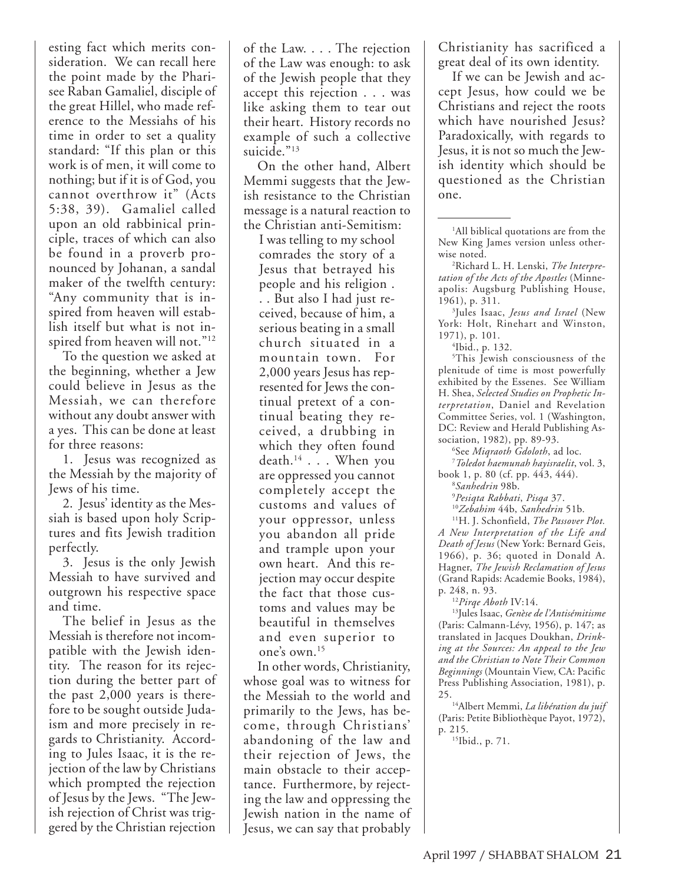esting fact which merits consideration. We can recall here the point made by the Pharisee Raban Gamaliel, disciple of the great Hillel, who made reference to the Messiahs of his time in order to set a quality standard: "If this plan or this work is of men, it will come to nothing; but if it is of God, you cannot overthrow it" (Acts 5:38, 39). Gamaliel called upon an old rabbinical principle, traces of which can also be found in a proverb pronounced by Johanan, a sandal maker of the twelfth century: "Any community that is inspired from heaven will establish itself but what is not inspired from heaven will not."[12]

To the question we asked at the beginning, whether a Jew could believe in Jesus as the Messiah, we can therefore without any doubt answer with a yes. This can be done at least for three reasons:

1. Jesus was recognized as the Messiah by the majority of Jews of his time.
2. Jesus' identity as the Messiah is based upon holy Scriptures and fits Jewish tradition perfectly.
3. Jesus is the only Jewish Messiah to have survived and outgrown his respective space and time.

The belief in Jesus as the Messiah is therefore not incompatible with the Jewish identity. The reason for its rejection during the better part of the past 2,000 years is therefore to be sought outside Judaism and more precisely in regards to Christianity. According to Jules Isaac, it is the rejection of the law by Christians which prompted the rejection of Jesus by the Jews. "The Jewish rejection of Christ was triggered by the Christian rejection of the Law. . . . The rejection of the Law was enough: to ask of the Jewish people that they accept this rejection . . . was like asking them to tear out their heart. History records no example of such a collective suicide."[13]

On the other hand, Albert Memmi suggests that the Jewish resistance to the Christian message is a natural reaction to the Christian anti-Semitism:

> I was telling to my school comrades the story of a Jesus that betrayed his people and his religion . . . But also I had just received, because of him, a serious beating in a small church situated in a mountain town. For 2,000 years Jesus has represented for Jews the continual pretext of a continual beating they received, a drubbing in which they often found death.[14] . . . When you are oppressed you cannot completely accept the customs and values of your oppressor, unless you abandon all pride and trample upon your own heart. And this rejection may occur despite the fact that those customs and values may be beautiful in themselves and even superior to one's own.[15]

In other words, Christianity, whose goal was to witness for the Messiah to the world and primarily to the Jews, has become, through Christians' abandoning of the law and their rejection of Jews, the main obstacle to their acceptance. Furthermore, by rejecting the law and oppressing the Jewish nation in the name of Jesus, we can say that probably Christianity has sacrificed a great deal of its own identity.

If we can be Jewish and accept Jesus, how could we be Christians and reject the roots which have nourished Jesus? Paradoxically, with regards to Jesus, it is not so much the Jewish identity which should be questioned as the Christian one.

---

[1]All biblical quotations are from the New King James version unless otherwise noted.

[2]Richard L. H. Lenski, *The Interpretation of the Acts of the Apostles* (Minneapolis: Augsburg Publishing House, 1961), p. 311.

[3]Jules Isaac, *Jesus and Israel* (New York: Holt, Rinehart and Winston, 1971), p. 101.

[4]Ibid., p. 132.

[5]This Jewish consciousness of the plenitude of time is most powerfully exhibited by the Essenes. See William H. Shea, *Selected Studies on Prophetic Interpretation*, Daniel and Revelation Committee Series, vol. 1 (Washington, DC: Review and Herald Publishing Association, 1982), pp. 89-93.

[6]See *Miqraoth Gdoloth*, ad loc.

[7]*Toledot haemunah hayisraelit*, vol. 3, book 1, p. 80 (cf. pp. 443, 444).

[8]*Sanhedrin* 98b.

[9]*Pesiqta Rabbati*, *Pisqa* 37.

[10]*Zebahim* 44b, *Sanhedrin* 51b.

[11]H. J. Schonfield, *The Passover Plot. A New Interpretation of the Life and Death of Jesus* (New York: Bernard Geis, 1966), p. 36; quoted in Donald A. Hagner, *The Jewish Reclamation of Jesus* (Grand Rapids: Academie Books, 1984), p. 248, n. 93.

[12]*Pirqe Aboth* IV:14.

[13]Jules Isaac, *Genèse de l'Antisémitisme* (Paris: Calmann-Lévy, 1956), p. 147; as translated in Jacques Doukhan, *Drinking at the Sources: An appeal to the Jew and the Christian to Note Their Common Beginnings* (Mountain View, CA: Pacific Press Publishing Association, 1981), p. 25.

[14]Albert Memmi, *La libération du juif* (Paris: Petite Bibliothèque Payot, 1972), p. 215.

[15]Ibid., p. 71.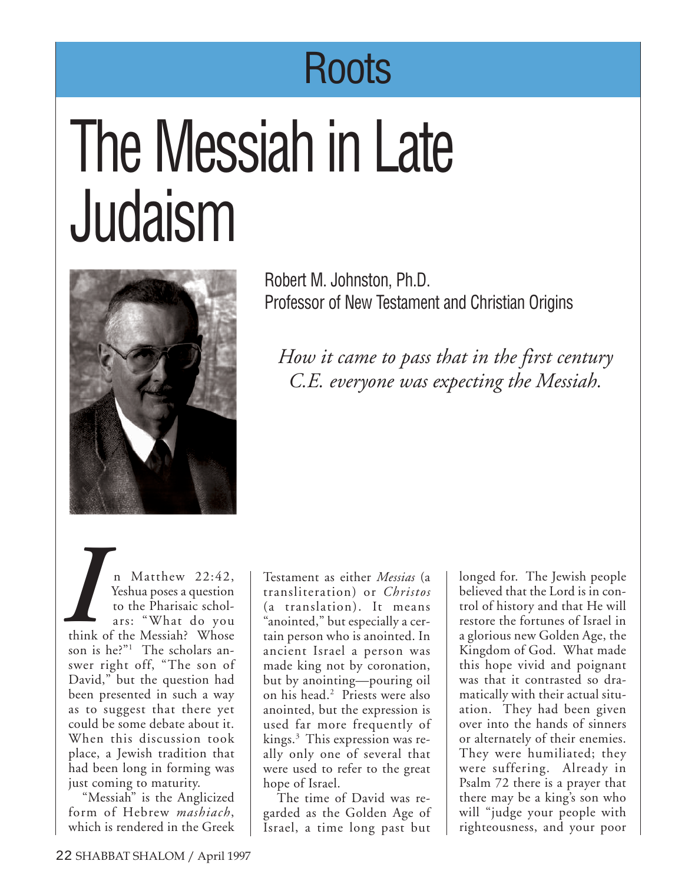Roots

# The Messiah in Late Judaism

Robert M. Johnston, Ph.D.
Professor of New Testament and Christian Origins

*How it came to pass that in the first century C.E. everyone was expecting the Messiah.*

In Matthew 22:42, Yeshua poses a question to the Pharisaic scholars: "What do you think of the Messiah? Whose son is he?"[1] The scholars answer right off, "The son of David," but the question had been presented in such a way as to suggest that there yet could be some debate about it. When this discussion took place, a Jewish tradition that had been long in forming was just coming to maturity.

"Messiah" is the Anglicized form of Hebrew *mashiach*, which is rendered in the Greek Testament as either *Messias* (a transliteration) or *Christos* (a translation). It means "anointed," but especially a certain person who is anointed. In ancient Israel a person was made king not by coronation, but by anointing—pouring oil on his head.[2] Priests were also anointed, but the expression is used far more frequently of kings.[3] This expression was really only one of several that were used to refer to the great hope of Israel.

The time of David was regarded as the Golden Age of Israel, a time long past but longed for. The Jewish people believed that the Lord is in control of history and that He will restore the fortunes of Israel in a glorious new Golden Age, the Kingdom of God. What made this hope vivid and poignant was that it contrasted so dramatically with their actual situation. They had been given over into the hands of sinners or alternately of their enemies. They were humiliated; they were suffering. Already in Psalm 72 there is a prayer that there may be a king's son who will "judge your people with righteousness, and your poor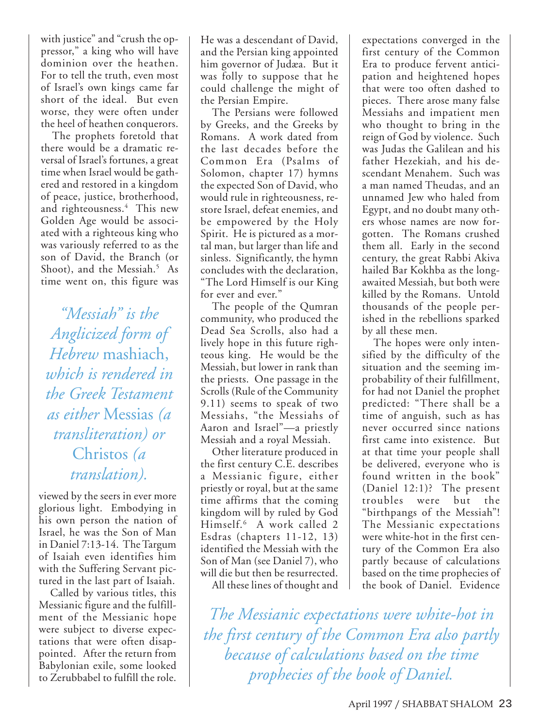with justice" and "crush the oppressor," a king who will have dominion over the heathen. For to tell the truth, even most of Israel's own kings came far short of the ideal. But even worse, they were often under the heel of heathen conquerors.

The prophets foretold that there would be a dramatic reversal of Israel's fortunes, a great time when Israel would be gathered and restored in a kingdom of peace, justice, brotherhood, and righteousness.[4] This new Golden Age would be associated with a righteous king who was variously referred to as the son of David, the Branch (or Shoot), and the Messiah.[5] As time went on, this figure was viewed by the seers in ever more glorious light. Embodying in his own person the nation of Israel, he was the Son of Man in Daniel 7:13-14. The Targum of Isaiah even identifies him with the Suffering Servant pictured in the last part of Isaiah.

*"Messiah" is the Anglicized form of Hebrew* mashiach, *which is rendered in the Greek Testament as either* Messias *(a transliteration) or* Christos *(a translation).*

Called by various titles, this Messianic figure and the fulfillment of the Messianic hope were subject to diverse expectations that were often disappointed. After the return from Babylonian exile, some looked to Zerubbabel to fulfill the role. He was a descendant of David, and the Persian king appointed him governor of Judæa. But it was folly to suppose that he could challenge the might of the Persian Empire.

The Persians were followed by Greeks, and the Greeks by Romans. A work dated from the last decades before the Common Era (Psalms of Solomon, chapter 17) hymns the expected Son of David, who would rule in righteousness, restore Israel, defeat enemies, and be empowered by the Holy Spirit. He is pictured as a mortal man, but larger than life and sinless. Significantly, the hymn concludes with the declaration, "The Lord Himself is our King for ever and ever."

The people of the Qumran community, who produced the Dead Sea Scrolls, also had a lively hope in this future righteous king. He would be the Messiah, but lower in rank than the priests. One passage in the Scrolls (Rule of the Community 9.11) seems to speak of two Messiahs, "the Messiahs of Aaron and Israel"—a priestly Messiah and a royal Messiah.

Other literature produced in the first century C.E. describes a Messianic figure, either priestly or royal, but at the same time affirms that the coming kingdom will by ruled by God Himself.[6] A work called 2 Esdras (chapters 11-12, 13) identified the Messiah with the Son of Man (see Daniel 7), who will die but then be resurrected.

All these lines of thought and expectations converged in the first century of the Common Era to produce fervent anticipation and heightened hopes that were too often dashed to pieces. There arose many false Messiahs and impatient men who thought to bring in the reign of God by violence. Such was Judas the Galilean and his father Hezekiah, and his descendant Menahem. Such was a man named Theudas, and an unnamed Jew who haled from Egypt, and no doubt many others whose names are now forgotten. The Romans crushed them all. Early in the second century, the great Rabbi Akiva hailed Bar Kokhba as the long-awaited Messiah, but both were killed by the Romans. Untold thousands of the people perished in the rebellions sparked by all these men.

The hopes were only intensified by the difficulty of the situation and the seeming improbability of their fulfillment, for had not Daniel the prophet predicted: "There shall be a time of anguish, such as has never occurred since nations first came into existence. But at that time your people shall be delivered, everyone who is found written in the book" (Daniel 12:1)? The present troubles were but the "birthpangs of the Messiah"! The Messianic expectations were white-hot in the first century of the Common Era also partly because of calculations based on the time prophecies of the book of Daniel. Evidence

*The Messianic expectations were white-hot in the first century of the Common Era also partly because of calculations based on the time prophecies of the book of Daniel.*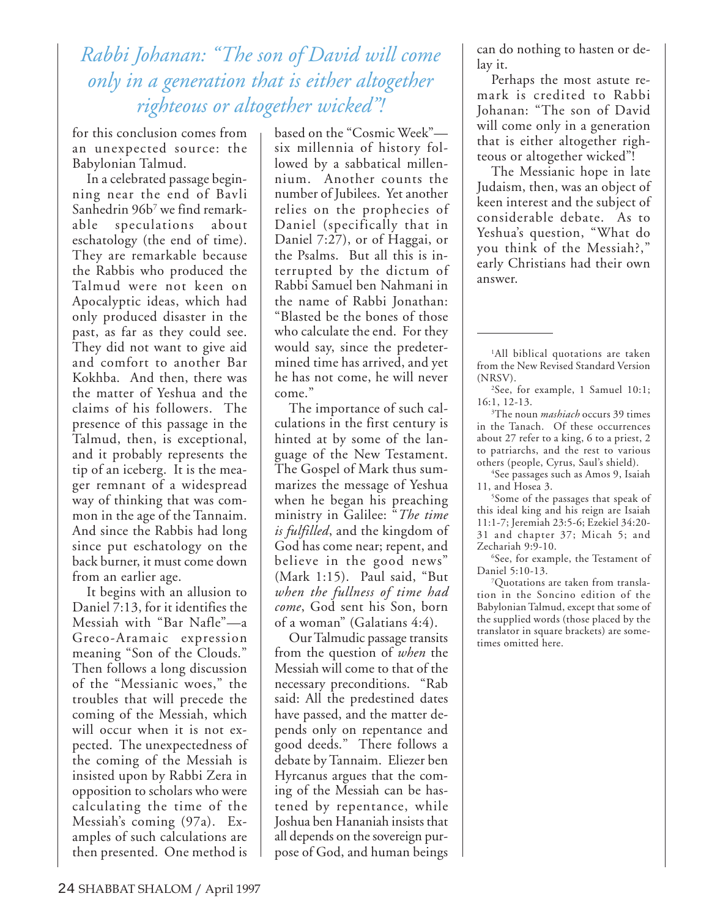*Rabbi Johanan: "The son of David will come only in a generation that is either altogether righteous or altogether wicked"!*

for this conclusion comes from an unexpected source: the Babylonian Talmud.

In a celebrated passage beginning near the end of Bavli Sanhedrin 96b[7] we find remarkable speculations about eschatology (the end of time). They are remarkable because the Rabbis who produced the Talmud were not keen on Apocalyptic ideas, which had only produced disaster in the past, as far as they could see. They did not want to give aid and comfort to another Bar Kokhba. And then, there was the matter of Yeshua and the claims of his followers. The presence of this passage in the Talmud, then, is exceptional, and it probably represents the tip of an iceberg. It is the meager remnant of a widespread way of thinking that was common in the age of the Tannaim. And since the Rabbis had long since put eschatology on the back burner, it must come down from an earlier age.

It begins with an allusion to Daniel 7:13, for it identifies the Messiah with "Bar Nafle"—a Greco-Aramaic expression meaning "Son of the Clouds." Then follows a long discussion of the "Messianic woes," the troubles that will precede the coming of the Messiah, which will occur when it is not expected. The unexpectedness of the coming of the Messiah is insisted upon by Rabbi Zera in opposition to scholars who were calculating the time of the Messiah's coming (97a). Examples of such calculations are then presented. One method is based on the "Cosmic Week"—six millennia of history followed by a sabbatical millennium. Another counts the number of Jubilees. Yet another relies on the prophecies of Daniel (specifically that in Daniel 7:27), or of Haggai, or the Psalms. But all this is interrupted by the dictum of Rabbi Samuel ben Nahmani in the name of Rabbi Jonathan: "Blasted be the bones of those who calculate the end. For they would say, since the predetermined time has arrived, and yet he has not come, he will never come."

The importance of such calculations in the first century is hinted at by some of the language of the New Testament. The Gospel of Mark thus summarizes the message of Yeshua when he began his preaching ministry in Galilee: "*The time is fulfilled*, and the kingdom of God has come near; repent, and believe in the good news" (Mark 1:15). Paul said, "But *when the fullness of time had come*, God sent his Son, born of a woman" (Galatians 4:4).

Our Talmudic passage transits from the question of *when* the Messiah will come to that of the necessary preconditions. "Rab said: All the predestined dates have passed, and the matter depends only on repentance and good deeds." There follows a debate by Tannaim. Eliezer ben Hyrcanus argues that the coming of the Messiah can be hastened by repentance, while Joshua ben Hananiah insists that all depends on the sovereign purpose of God, and human beings can do nothing to hasten or delay it.

Perhaps the most astute remark is credited to Rabbi Johanan: "The son of David will come only in a generation that is either altogether righteous or altogether wicked"!

The Messianic hope in late Judaism, then, was an object of keen interest and the subject of considerable debate. As to Yeshua's question, "What do you think of the Messiah?," early Christians had their own answer.

---

[1]All biblical quotations are taken from the New Revised Standard Version (NRSV).

[2]See, for example, 1 Samuel 10:1; 16:1, 12-13.

[3]The noun *mashiach* occurs 39 times in the Tanach. Of these occurrences about 27 refer to a king, 6 to a priest, 2 to patriarchs, and the rest to various others (people, Cyrus, Saul's shield).

[4]See passages such as Amos 9, Isaiah 11, and Hosea 3.

[5]Some of the passages that speak of this ideal king and his reign are Isaiah 11:1-7; Jeremiah 23:5-6; Ezekiel 34:20-31 and chapter 37; Micah 5; and Zechariah 9:9-10.

[6]See, for example, the Testament of Daniel 5:10-13.

[7]Quotations are taken from translation in the Soncino edition of the Babylonian Talmud, except that some of the supplied words (those placed by the translator in square brackets) are sometimes omitted here.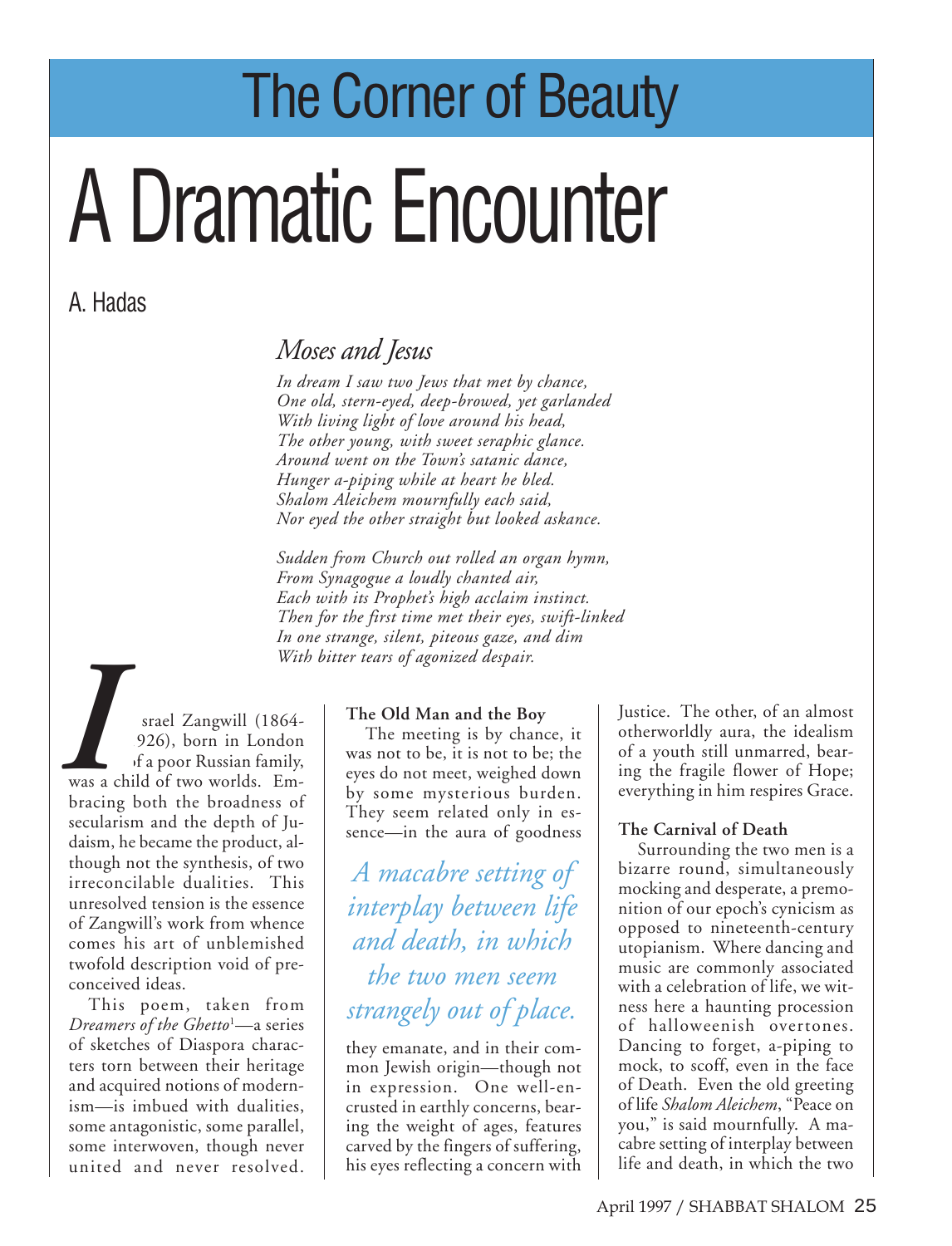# The Corner of Beauty

# A Dramatic Encounter

A. Hadas

## *Moses and Jesus*

*In dream I saw two Jews that met by chance,*
*One old, stern-eyed, deep-browed, yet garlanded*
*With living light of love around his head,*
*The other young, with sweet seraphic glance.*
*Around went on the Town's satanic dance,*
*Hunger a-piping while at heart he bled.*
*Shalom Aleichem mournfully each said,*
*Nor eyed the other straight but looked askance.*

*Sudden from Church out rolled an organ hymn,*
*From Synagogue a loudly chanted air,*
*Each with its Prophet's high acclaim instinct.*
*Then for the first time met their eyes, swift-linked*
*In one strange, silent, piteous gaze, and dim*
*With bitter tears of agonized despair.*

Israel Zangwill (1864-1926), born in London of a poor Russian family, was a child of two worlds. Embracing both the broadness of secularism and the depth of Judaism, he became the product, although not the synthesis, of two irreconcilable dualities. This unresolved tension is the essence of Zangwill's work from whence comes his art of unblemished twofold description void of preconceived ideas.

This poem, taken from *Dreamers of the Ghetto*[1]—a series of sketches of Diaspora characters torn between their heritage and acquired notions of modernism—is imbued with dualities, some antagonistic, some parallel, some interwoven, though never united and never resolved.

**The Old Man and the Boy**

The meeting is by chance, it was not to be, it is not to be; the eyes do not meet, weighed down by some mysterious burden. They seem related only in essence—in the aura of goodness they emanate, and in their common Jewish origin—though not in expression. One well-encrusted in earthly concerns, bearing the weight of ages, features carved by the fingers of suffering, his eyes reflecting a concern with Justice. The other, of an almost otherworldly aura, the idealism of a youth still unmarred, bearing the fragile flower of Hope; everything in him respires Grace.

*A macabre setting of interplay between life and death, in which the two men seem strangely out of place.*

**The Carnival of Death**

Surrounding the two men is a bizarre round, simultaneously mocking and desperate, a premonition of our epoch's cynicism as opposed to nineteenth-century utopianism. Where dancing and music are commonly associated with a celebration of life, we witness here a haunting procession of halloweenish overtones. Dancing to forget, a-piping to mock, to scoff, even in the face of Death. Even the old greeting of life *Shalom Aleichem*, "Peace on you," is said mournfully. A macabre setting of interplay between life and death, in which the two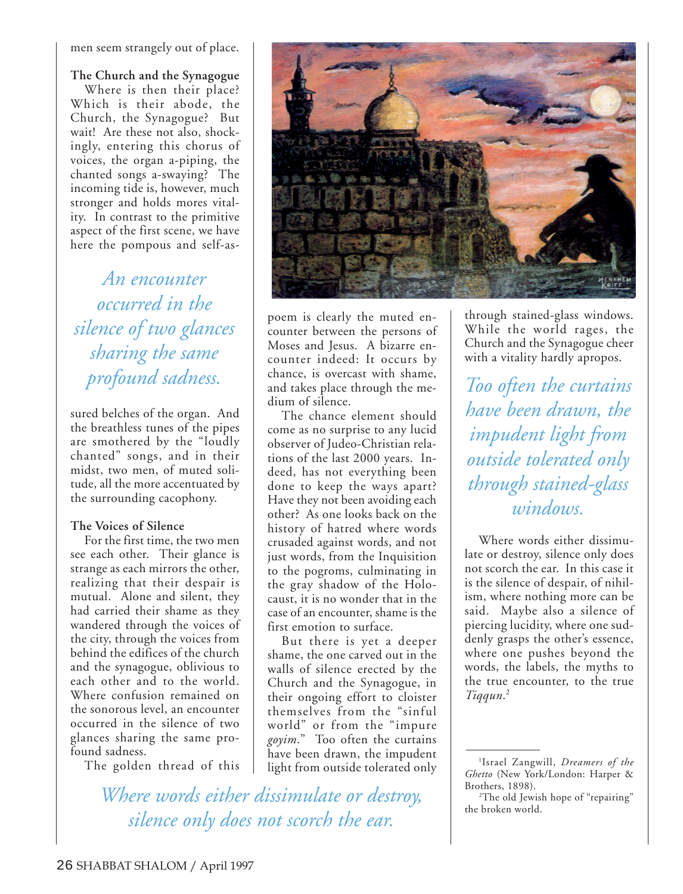men seem strangely out of place.

**The Church and the Synagogue**

Where is then their place? Which is their abode, the Church, the Synagogue? But wait! Are these not also, shockingly, entering this chorus of voices, the organ a-piping, the chanted songs a-swaying? The incoming tide is, however, much stronger and holds mores vitality. In contrast to the primitive aspect of the first scene, we have here the pompous and self-assured belches of the organ. And the breathless tunes of the pipes are smothered by the "loudly chanted" songs, and in their midst, two men, of muted solitude, all the more accentuated by the surrounding cacophony.

*An encounter occurred in the silence of two glances sharing the same profound sadness.*

**The Voices of Silence**

For the first time, the two men see each other. Their glance is strange as each mirrors the other, realizing that their despair is mutual. Alone and silent, they had carried their shame as they wandered through the voices of the city, through the voices from behind the edifices of the church and the synagogue, oblivious to each other and to the world. Where confusion remained on the sonorous level, an encounter occurred in the silence of two glances sharing the same profound sadness.

The golden thread of this poem is clearly the muted encounter between the persons of Moses and Jesus. A bizarre encounter indeed: It occurs by chance, is overcast with shame, and takes place through the medium of silence.

The chance element should come as no surprise to any lucid observer of Judeo-Christian relations of the last 2000 years. Indeed, has not everything been done to keep the ways apart? Have they not been avoiding each other? As one looks back on the history of hatred where words crusaded against words, and not just words, from the Inquisition to the pogroms, culminating in the gray shadow of the Holocaust, it is no wonder that in the case of an encounter, shame is the first emotion to surface.

But there is yet a deeper shame, the one carved out in the walls of silence erected by the Church and the Synagogue, in their ongoing effort to cloister themselves from the "sinful world" or from the "impure *goyim*." Too often the curtains have been drawn, the impudent light from outside tolerated only through stained-glass windows. While the world rages, the Church and the Synagogue cheer with a vitality hardly apropos.

*Too often the curtains have been drawn, the impudent light from outside tolerated only through stained-glass windows.*

Where words either dissimulate or destroy, silence only does not scorch the ear. In this case it is the silence of despair, of nihilism, where nothing more can be said. Maybe also a silence of piercing lucidity, where one suddenly grasps the other's essence, where one pushes beyond the words, the labels, the myths to the true encounter, to the true *Tiqqun*.[2]

*Where words either dissimulate or destroy, silence only does not scorch the ear.*

---

[1] Israel Zangwill, *Dreamers of the Ghetto* (New York/London: Harper & Brothers, 1898).

[2] The old Jewish hope of "repairing" the broken world.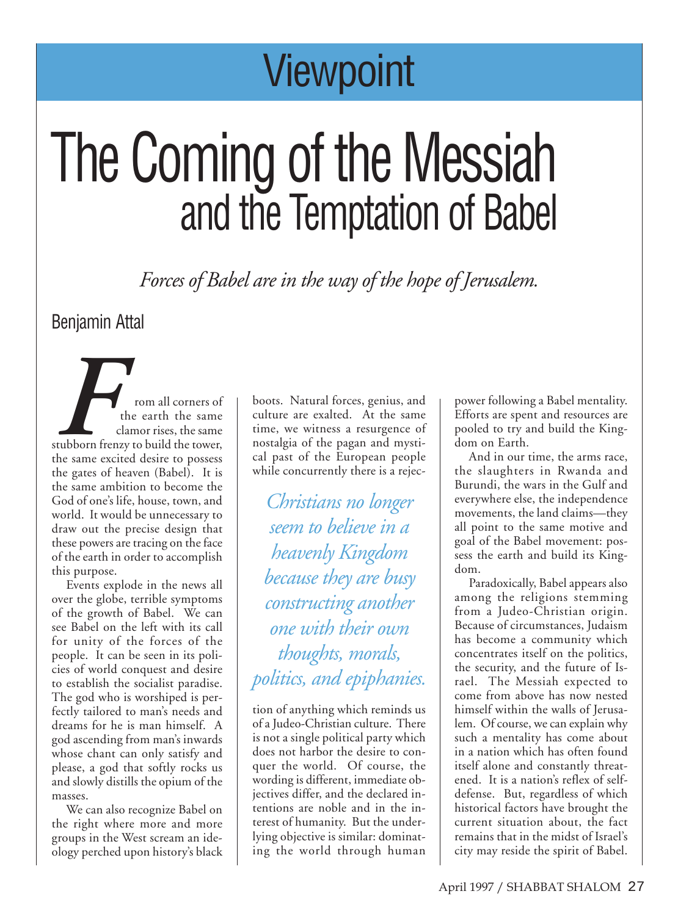# Viewpoint

# The Coming of the Messiah and the Temptation of Babel

*Forces of Babel are in the way of the hope of Jerusalem.*

Benjamin Attal

From all corners of the earth the same clamor rises, the same stubborn frenzy to build the tower, the same excited desire to possess the gates of heaven (Babel). It is the same ambition to become the God of one's life, house, town, and world. It would be unnecessary to draw out the precise design that these powers are tracing on the face of the earth in order to accomplish this purpose.

Events explode in the news all over the globe, terrible symptoms of the growth of Babel. We can see Babel on the left with its call for unity of the forces of the people. It can be seen in its policies of world conquest and desire to establish the socialist paradise. The god who is worshiped is perfectly tailored to man's needs and dreams for he is man himself. A god ascending from man's inwards whose chant can only satisfy and please, a god that softly rocks us and slowly distills the opium of the masses.

We can also recognize Babel on the right where more and more groups in the West scream an ideology perched upon history's black boots. Natural forces, genius, and culture are exalted. At the same time, we witness a resurgence of nostalgia of the pagan and mystical past of the European people while concurrently there is a rejection of anything which reminds us of a Judeo-Christian culture. There is not a single political party which does not harbor the desire to conquer the world. Of course, the wording is different, immediate objectives differ, and the declared intentions are noble and in the interest of humanity. But the underlying objective is similar: dominating the world through human power following a Babel mentality. Efforts are spent and resources are pooled to try and build the Kingdom on Earth.

*Christians no longer seem to believe in a heavenly Kingdom because they are busy constructing another one with their own thoughts, morals, politics, and epiphanies.*

And in our time, the arms race, the slaughters in Rwanda and Burundi, the wars in the Gulf and everywhere else, the independence movements, the land claims—they all point to the same motive and goal of the Babel movement: possess the earth and build its Kingdom.

Paradoxically, Babel appears also among the religions stemming from a Judeo-Christian origin. Because of circumstances, Judaism has become a community which concentrates itself on the politics, the security, and the future of Israel. The Messiah expected to come from above has now nested himself within the walls of Jerusalem. Of course, we can explain why such a mentality has come about in a nation which has often found itself alone and constantly threatened. It is a nation's reflex of self-defense. But, regardless of which historical factors have brought the current situation about, the fact remains that in the midst of Israel's city may reside the spirit of Babel.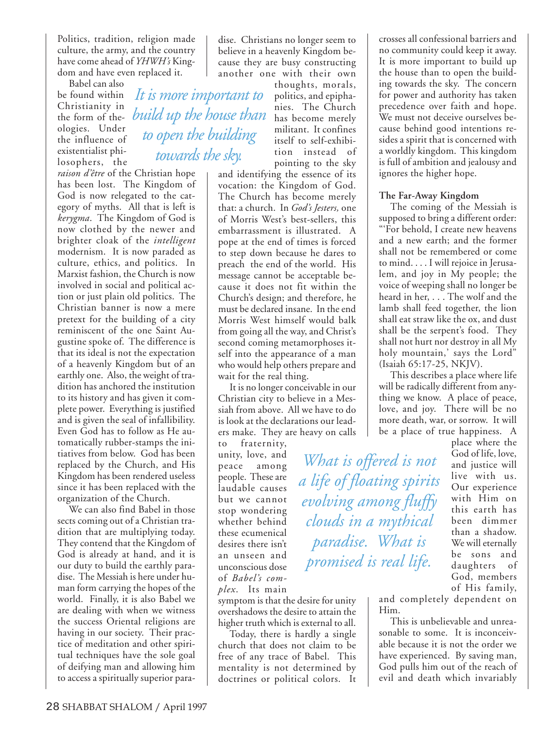Politics, tradition, religion made culture, the army, and the country have come ahead of *YHWH's* Kingdom and have even replaced it.

Babel can also be found within Christianity in the form of theologies. Under the influence of existentialist philosophers, the *raison d'être* of the Christian hope has been lost. The Kingdom of God is now relegated to the category of myths. All that is left is *kerygma*. The Kingdom of God is now clothed by the newer and brighter cloak of the *intelligent* modernism. It is now paraded as culture, ethics, and politics. In Marxist fashion, the Church is now involved in social and political action or just plain old politics. The Christian banner is now a mere pretext for the building of a city reminiscent of the one Saint Augustine spoke of. The difference is that its ideal is not the expectation of a heavenly Kingdom but of an earthly one. Also, the weight of tradition has anchored the institution to its history and has given it complete power. Everything is justified and is given the seal of infallibility. Even God has to follow as He automatically rubber-stamps the initiatives from below. God has been replaced by the Church, and His Kingdom has been rendered useless since it has been replaced with the organization of the Church.

We can also find Babel in those sects coming out of a Christian tradition that are multiplying today. They contend that the Kingdom of God is already at hand, and it is our duty to build the earthly paradise. The Messiah is here under human form carrying the hopes of the world. Finally, it is also Babel we are dealing with when we witness the success Oriental religions are having in our society. Their practice of meditation and other spiritual techniques have the sole goal of deifying man and allowing him to access a spiritually superior paradise. Christians no longer seem to believe in a heavenly Kingdom because they are busy constructing another one with their own thoughts, morals, politics, and epiphanies. The Church has become merely militant. It confines itself to self-exhibition instead of pointing to the sky and identifying the essence of its vocation: the Kingdom of God. The Church has become merely that: a church. In *God's Jesters,* one of Morris West's best-sellers, this embarrassment is illustrated. A pope at the end of times is forced to step down because he dares to preach the end of the world. His message cannot be acceptable because it does not fit within the Church's design; and therefore, he must be declared insane. In the end Morris West himself would balk from going all the way, and Christ's second coming metamorphoses itself into the appearance of a man who would help others prepare and wait for the real thing.

> *It is more important to build up the house than to open the building towards the sky.*

It is no longer conceivable in our Christian city to believe in a Messiah from above. All we have to do is look at the declarations our leaders make. They are heavy on calls to fraternity, unity, love, and peace among people. These are laudable causes but we cannot stop wondering whether behind these ecumenical desires there isn't an unseen and unconscious dose of *Babel's complex*. Its main symptom is that the desire for unity overshadows the desire to attain the higher truth which is external to all.

Today, there is hardly a single church that does not claim to be free of any trace of Babel. This mentality is not determined by doctrines or political colors. It crosses all confessional barriers and no community could keep it away. It is more important to build up the house than to open the building towards the sky. The concern for power and authority has taken precedence over faith and hope. We must not deceive ourselves because behind good intentions resides a spirit that is concerned with a worldly kingdom. This kingdom is full of ambition and jealousy and ignores the higher hope.

**The Far-Away Kingdom**

The coming of the Messiah is supposed to bring a different order: "'For behold, I create new heavens and a new earth; and the former shall not be remembered or come to mind. . . . I will rejoice in Jerusalem, and joy in My people; the voice of weeping shall no longer be heard in her, . . . The wolf and the lamb shall feed together, the lion shall eat straw like the ox, and dust shall be the serpent's food. They shall not hurt nor destroy in all My holy mountain,' says the Lord" (Isaiah 65:17-25, NKJV).

This describes a place where life will be radically different from anything we know. A place of peace, love, and joy. There will be no more death, war, or sorrow. It will be a place of true happiness. A place where the God of life, love, and justice will live with us. Our experience with Him on this earth has been dimmer than a shadow. We will eternally be sons and daughters of God, members of His family, and completely dependent on Him.

> *What is offered is not a life of floating spirits evolving among fluffy clouds in a mythical paradise. What is promised is real life.*

This is unbelievable and unreasonable to some. It is inconceivable because it is not the order we have experienced. By saving man, God pulls him out of the reach of evil and death which invariably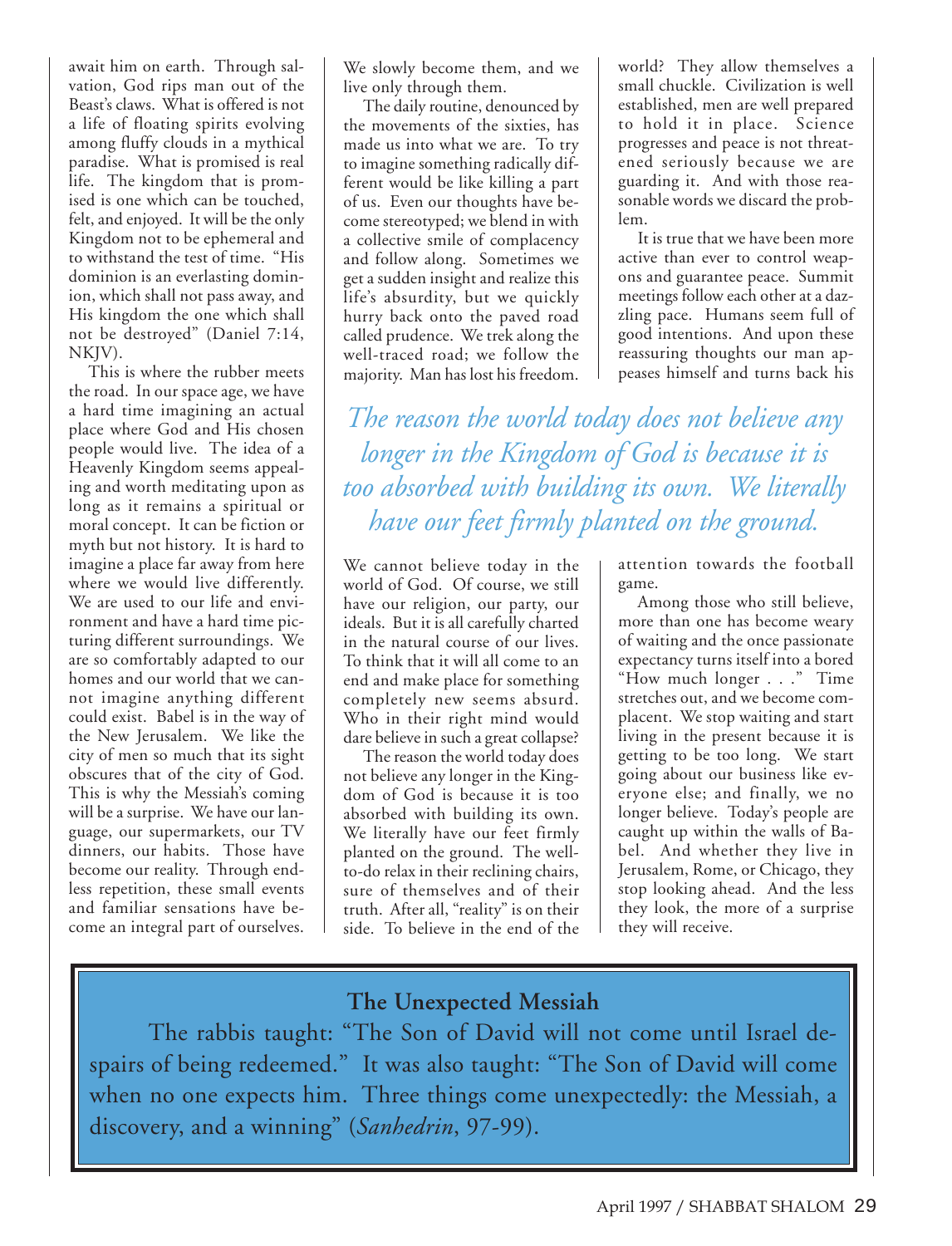await him on earth. Through salvation, God rips man out of the Beast's claws. What is offered is not a life of floating spirits evolving among fluffy clouds in a mythical paradise. What is promised is real life. The kingdom that is promised is one which can be touched, felt, and enjoyed. It will be the only Kingdom not to be ephemeral and to withstand the test of time. "His dominion is an everlasting dominion, which shall not pass away, and His kingdom the one which shall not be destroyed" (Daniel 7:14, NKJV).

This is where the rubber meets the road. In our space age, we have a hard time imagining an actual place where God and His chosen people would live. The idea of a Heavenly Kingdom seems appealing and worth meditating upon as long as it remains a spiritual or moral concept. It can be fiction or myth but not history. It is hard to imagine a place far away from here where we would live differently. We are used to our life and environment and have a hard time picturing different surroundings. We are so comfortably adapted to our homes and our world that we cannot imagine anything different could exist. Babel is in the way of the New Jerusalem. We like the city of men so much that its sight obscures that of the city of God. This is why the Messiah's coming will be a surprise. We have our language, our supermarkets, our TV dinners, our habits. Those have become our reality. Through endless repetition, these small events and familiar sensations have become an integral part of ourselves. We slowly become them, and we live only through them.

The daily routine, denounced by the movements of the sixties, has made us into what we are. To try to imagine something radically different would be like killing a part of us. Even our thoughts have become stereotyped; we blend in with a collective smile of complacency and follow along. Sometimes we get a sudden insight and realize this life's absurdity, but we quickly hurry back onto the paved road called prudence. We trek along the well-traced road; we follow the majority. Man has lost his freedom.

We cannot believe today in the world of God. Of course, we still have our religion, our party, our ideals. But it is all carefully charted in the natural course of our lives. To think that it will all come to an end and make place for something completely new seems absurd. Who in their right mind would dare believe in such a great collapse?

The reason the world today does not believe any longer in the Kingdom of God is because it is too absorbed with building its own. We literally have our feet firmly planted on the ground. The well-to-do relax in their reclining chairs, sure of themselves and of their truth. After all, "reality" is on their side. To believe in the end of the world? They allow themselves a small chuckle. Civilization is well established, men are well prepared to hold it in place. Science progresses and peace is not threatened seriously because we are guarding it. And with those reasonable words we discard the problem.

It is true that we have been more active than ever to control weapons and guarantee peace. Summit meetings follow each other at a dazzling pace. Humans seem full of good intentions. And upon these reassuring thoughts our man appeases himself and turns back his attention towards the football game.

*The reason the world today does not believe any longer in the Kingdom of God is because it is too absorbed with building its own. We literally have our feet firmly planted on the ground.*

Among those who still believe, more than one has become weary of waiting and the once passionate expectancy turns itself into a bored "How much longer . . ." Time stretches out, and we become complacent. We stop waiting and start living in the present because it is getting to be too long. We start going about our business like everyone else; and finally, we no longer believe. Today's people are caught up within the walls of Babel. And whether they live in Jerusalem, Rome, or Chicago, they stop looking ahead. And the less they look, the more of a surprise they will receive.

**The Unexpected Messiah**

The rabbis taught: "The Son of David will not come until Israel despairs of being redeemed." It was also taught: "The Son of David will come when no one expects him. Three things come unexpectedly: the Messiah, a discovery, and a winning" (*Sanhedrin*, 97-99).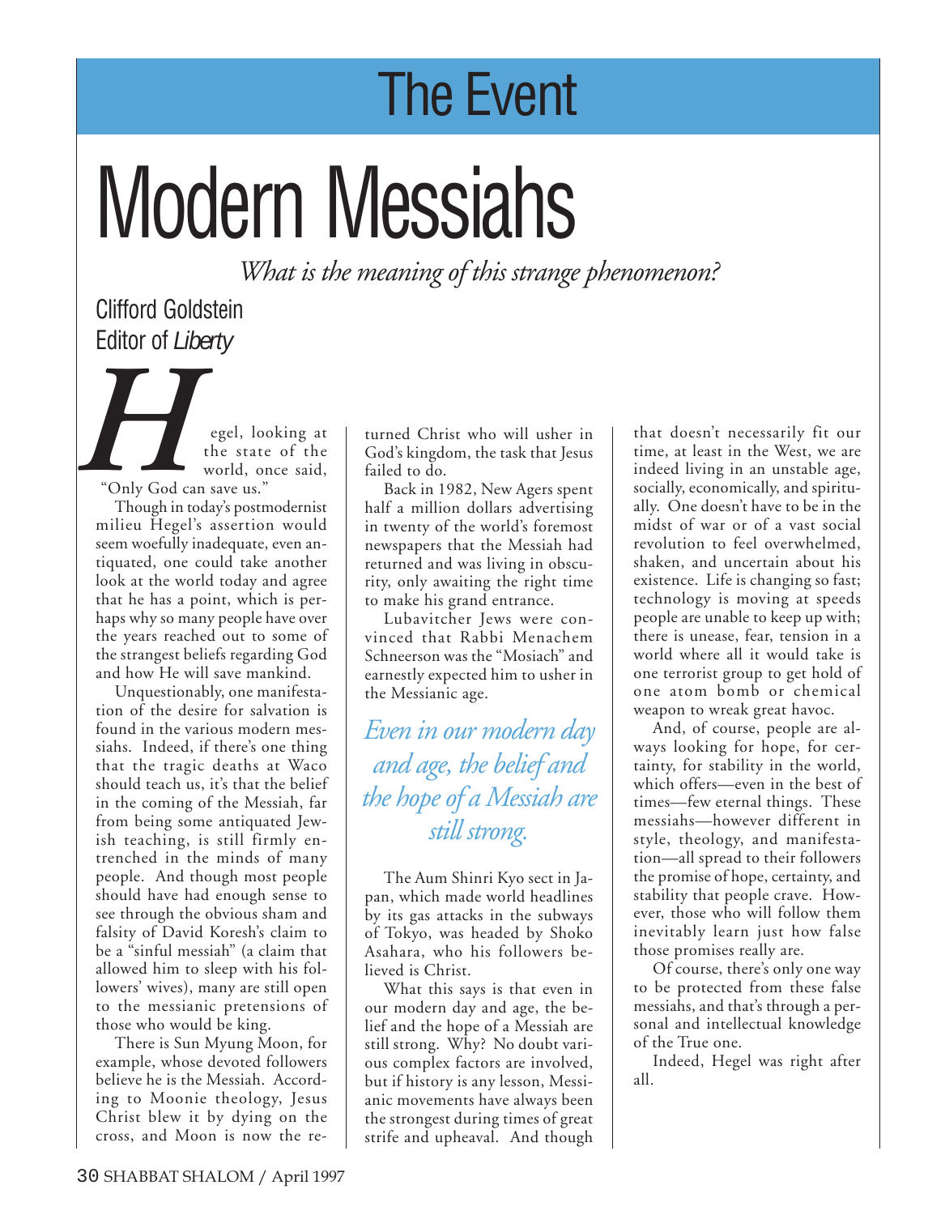# The Event

# Modern Messiahs

*What is the meaning of this strange phenomenon?*

Clifford Goldstein
Editor of *Liberty*

Hegel, looking at the state of the world, once said, "Only God can save us."

Though in today's postmodernist milieu Hegel's assertion would seem woefully inadequate, even antiquated, one could take another look at the world today and agree that he has a point, which is perhaps why so many people have over the years reached out to some of the strangest beliefs regarding God and how He will save mankind.

Unquestionably, one manifestation of the desire for salvation is found in the various modern messiahs. Indeed, if there's one thing that the tragic deaths at Waco should teach us, it's that the belief in the coming of the Messiah, far from being some antiquated Jewish teaching, is still firmly entrenched in the minds of many people. And though most people should have had enough sense to see through the obvious sham and falsity of David Koresh's claim to be a "sinful messiah" (a claim that allowed him to sleep with his followers' wives), many are still open to the messianic pretensions of those who would be king.

There is Sun Myung Moon, for example, whose devoted followers believe he is the Messiah. According to Moonie theology, Jesus Christ blew it by dying on the cross, and Moon is now the returned Christ who will usher in God's kingdom, the task that Jesus failed to do.

Back in 1982, New Agers spent half a million dollars advertising in twenty of the world's foremost newspapers that the Messiah had returned and was living in obscurity, only awaiting the right time to make his grand entrance.

Lubavitcher Jews were convinced that Rabbi Menachem Schneerson was the "Mosiach" and earnestly expected him to usher in the Messianic age.

*Even in our modern day and age, the belief and the hope of a Messiah are still strong.*

The Aum Shinri Kyo sect in Japan, which made world headlines by its gas attacks in the subways of Tokyo, was headed by Shoko Asahara, who his followers believed is Christ.

What this says is that even in our modern day and age, the belief and the hope of a Messiah are still strong. Why? No doubt various complex factors are involved, but if history is any lesson, Messianic movements have always been the strongest during times of great strife and upheaval. And though that doesn't necessarily fit our time, at least in the West, we are indeed living in an unstable age, socially, economically, and spiritually. One doesn't have to be in the midst of war or of a vast social revolution to feel overwhelmed, shaken, and uncertain about his existence. Life is changing so fast; technology is moving at speeds people are unable to keep up with; there is unease, fear, tension in a world where all it would take is one terrorist group to get hold of one atom bomb or chemical weapon to wreak great havoc.

And, of course, people are always looking for hope, for certainty, for stability in the world, which offers—even in the best of times—few eternal things. These messiahs—however different in style, theology, and manifestation—all spread to their followers the promise of hope, certainty, and stability that people crave. However, those who will follow them inevitably learn just how false those promises really are.

Of course, there's only one way to be protected from these false messiahs, and that's through a personal and intellectual knowledge of the True one.

Indeed, Hegel was right after all.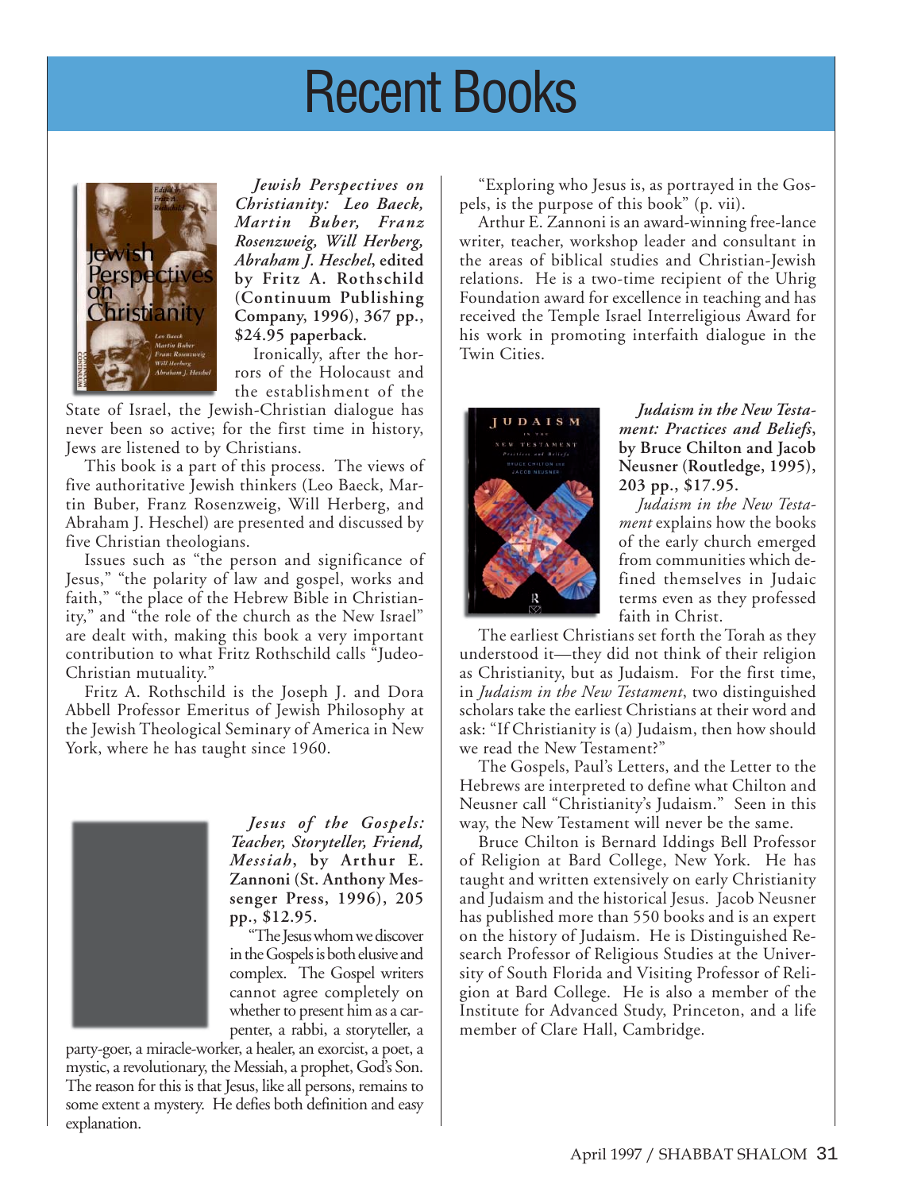# Recent Books

***Jewish Perspectives on Christianity: Leo Baeck, Martin Buber, Franz Rosenzweig, Will Herberg, Abraham J. Heschel*, edited by Fritz A. Rothschild (Continuum Publishing Company, 1996), 367 pp., $24.95 paperback.**

Ironically, after the horrors of the Holocaust and the establishment of the State of Israel, the Jewish-Christian dialogue has never been so active; for the first time in history, Jews are listened to by Christians.

This book is a part of this process. The views of five authoritative Jewish thinkers (Leo Baeck, Martin Buber, Franz Rosenzweig, Will Herberg, and Abraham J. Heschel) are presented and discussed by five Christian theologians.

Issues such as "the person and significance of Jesus," "the polarity of law and gospel, works and faith," "the place of the Hebrew Bible in Christianity," and "the role of the church as the New Israel" are dealt with, making this book a very important contribution to what Fritz Rothschild calls "Judeo-Christian mutuality."

Fritz A. Rothschild is the Joseph J. and Dora Abbell Professor Emeritus of Jewish Philosophy at the Jewish Theological Seminary of America in New York, where he has taught since 1960.

***Jesus of the Gospels: Teacher, Storyteller, Friend, Messiah*, by Arthur E. Zannoni (St. Anthony Messenger Press, 1996), 205 pp., $12.95.**

"The Jesus whom we discover in the Gospels is both elusive and complex. The Gospel writers cannot agree completely on whether to present him as a carpenter, a rabbi, a storyteller, a party-goer, a miracle-worker, a healer, an exorcist, a poet, a mystic, a revolutionary, the Messiah, a prophet, God's Son. The reason for this is that Jesus, like all persons, remains to some extent a mystery. He defies both definition and easy explanation.

"Exploring who Jesus is, as portrayed in the Gospels, is the purpose of this book" (p. vii).

Arthur E. Zannoni is an award-winning free-lance writer, teacher, workshop leader and consultant in the areas of biblical studies and Christian-Jewish relations. He is a two-time recipient of the Uhrig Foundation award for excellence in teaching and has received the Temple Israel Interreligious Award for his work in promoting interfaith dialogue in the Twin Cities.

***Judaism in the New Testament: Practices and Beliefs*, by Bruce Chilton and Jacob Neusner (Routledge, 1995), 203 pp., $17.95.**

*Judaism in the New Testament* explains how the books of the early church emerged from communities which defined themselves in Judaic terms even as they professed faith in Christ.

The earliest Christians set forth the Torah as they understood it—they did not think of their religion as Christianity, but as Judaism. For the first time, in *Judaism in the New Testament*, two distinguished scholars take the earliest Christians at their word and ask: "If Christianity is (a) Judaism, then how should we read the New Testament?"

The Gospels, Paul's Letters, and the Letter to the Hebrews are interpreted to define what Chilton and Neusner call "Christianity's Judaism." Seen in this way, the New Testament will never be the same.

Bruce Chilton is Bernard Iddings Bell Professor of Religion at Bard College, New York. He has taught and written extensively on early Christianity and Judaism and the historical Jesus. Jacob Neusner has published more than 550 books and is an expert on the history of Judaism. He is Distinguished Research Professor of Religious Studies at the University of South Florida and Visiting Professor of Religion at Bard College. He is also a member of the Institute for Advanced Study, Princeton, and a life member of Clare Hall, Cambridge.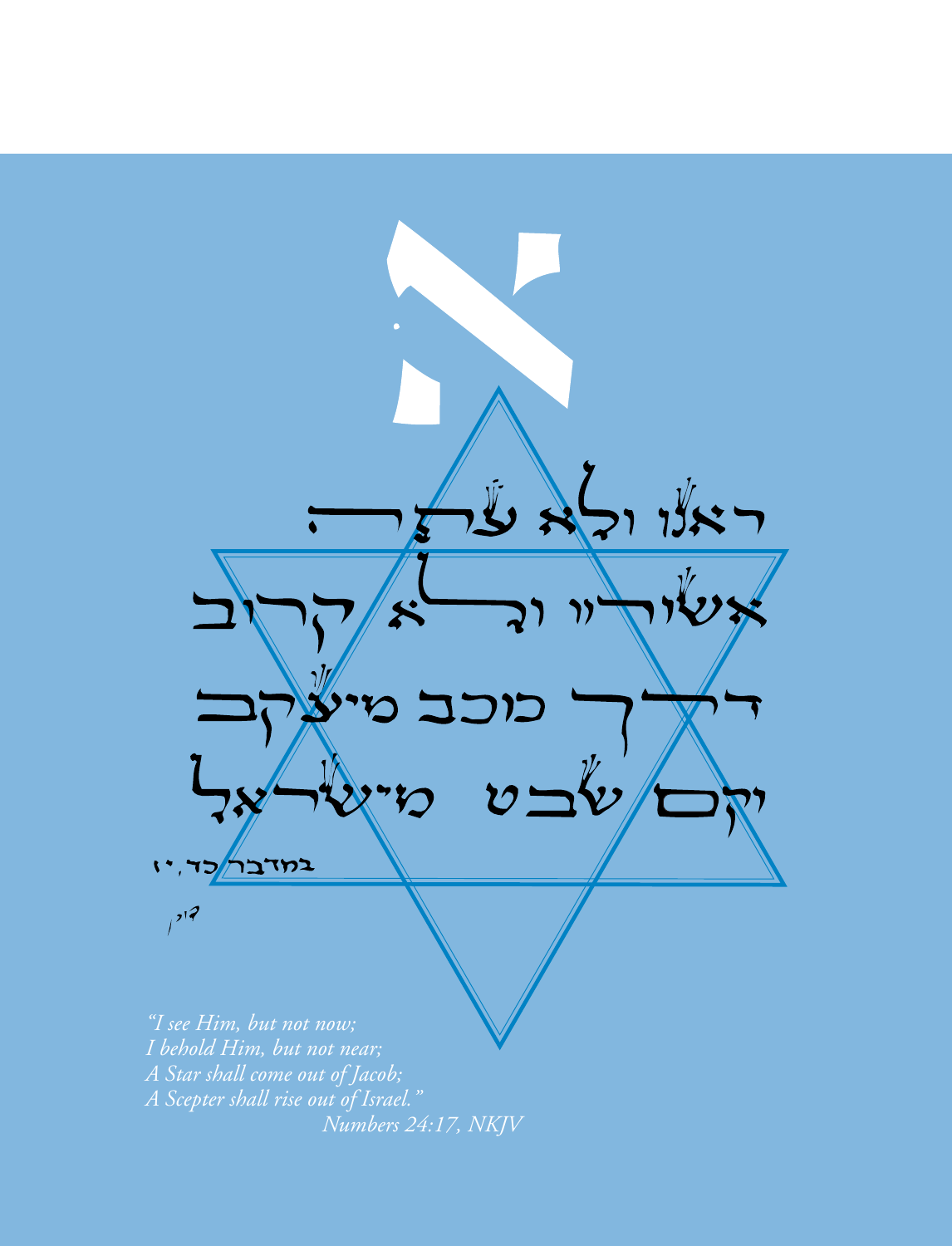א

ראנו ולא עתה
אשורנו ולא קרוב
דרך כוכב מיעקב
וקם שבט מישראל

במדבר כד, יז

*"I see Him, but not now;*
*I behold Him, but not near;*
*A Star shall come out of Jacob;*
*A Scepter shall rise out of Israel."*
*Numbers 24:17, NKJV*